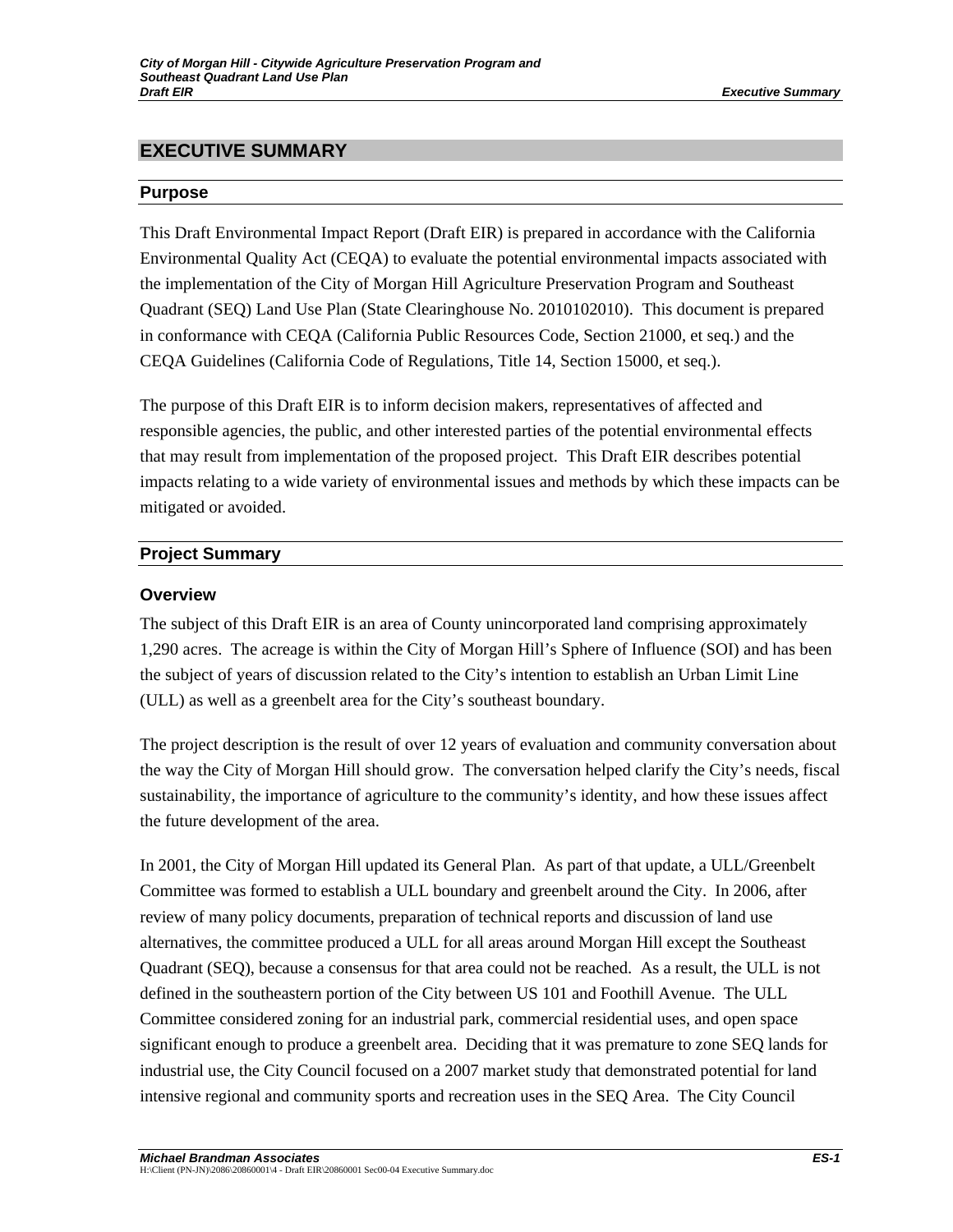# EXECUTIVE SUMMARY

## Purpose

This Draft Environmental Impact Report (Draft EIR) is prepared in accordance with the California Environmental Quality Act (CEQA) to evaluate the potential environmental impacts associated with the implementation of the City of Morgan Hill Agriculture Preservation Program and Southeast Quadrant (SEQ) Land Use Plan (State Clearinghouse No. 2010102010). This document is prepared in conformance with CEQA (California Public Resources Code, Section 21000, et seq.) and the CEQA Guidelines (California Code of Regulations, Title 14, Section 15000, et seq.).

The purpose of this Draft EIR is to inform decision makers, representatives of affected and responsible agencies, the public, and other interested parties of the potential environmental effects that may result from implementation of the proposed project. This Draft EIR describes potential impacts relating to a wide variety of environmental issues and methods by which these impacts can be mitigated or avoided.

## Project Summary

### Overview

The subject of this Draft EIR is an area of County unincorporated land comprising approximately 1,290 acres. The acreage is within the City of Morgan Hill's Sphere of Influence (SOI) and has been the subject of years of discussion related to the City's intention to establish an Urban Limit Line (ULL) as well as a greenbelt area for the City's southeast boundary.

The project description is the result of over 12 years of evaluation and community conversation about the way the City of Morgan Hill should grow. The conversation helped clarify the City's needs, fiscal sustainability, the importance of agriculture to the community's identity, and how these issues affect the future development of the area.

In 2001, the City of Morgan Hill updated its General Plan. As part of that update, a ULL/Greenbelt Committee was formed to establish a ULL boundary and greenbelt around the City. In 2006, after review of many policy documents, preparation of technical reports and discussion of land use alternatives, the committee produced a ULL for all areas around Morgan Hill except the Southeast Quadrant (SEQ), because a consensus for that area could not be reached. As a result, the ULL is not defined in the southeastern portion of the City between US 101 and Foothill Avenue. The ULL Committee considered zoning for an industrial park, commercial residential uses, and open space significant enough to produce a greenbelt area. Deciding that it was premature to zone SEQ lands for industrial use, the City Council focused on a 2007 market study that demonstrated potential for land intensive regional and community sports and recreation uses in the SEQ Area. The City Council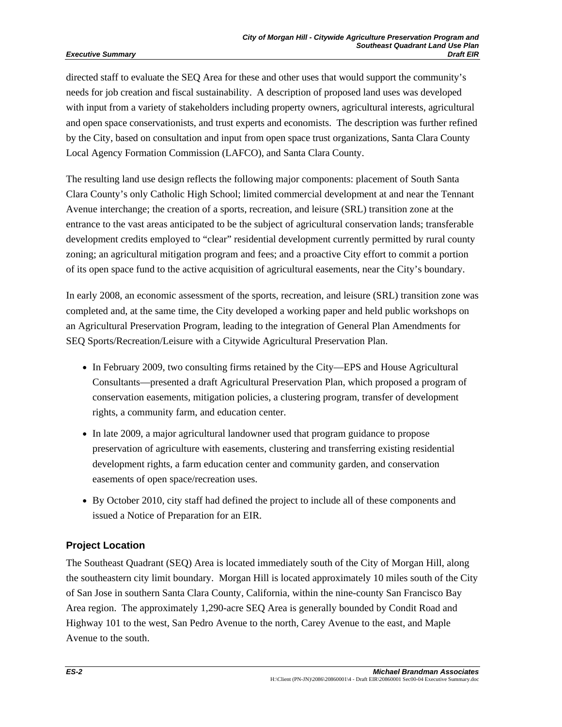directed staff to evaluate the SEQ Area for these and other uses that would support the community's needs for job creation and fiscal sustainability. A description of proposed land uses was developed with input from a variety of stakeholders including property owners, agricultural interests, agricultural and open space conservationists, and trust experts and economists. The description was further refined by the City, based on consultation and input from open space trust organizations, Santa Clara County Local Agency Formation Commission (LAFCO), and Santa Clara County.

The resulting land use design reflects the following major components: placement of South Santa Clara County's only Catholic High School; limited commercial development at and near the Tennant Avenue interchange; the creation of a sports, recreation, and leisure (SRL) transition zone at the entrance to the vast areas anticipated to be the subject of agricultural conservation lands; transferable development credits employed to "clear" residential development currently permitted by rural county zoning; an agricultural mitigation program and fees; and a proactive City effort to commit a portion of its open space fund to the active acquisition of agricultural easements, near the City's boundary.

In early 2008, an economic assessment of the sports, recreation, and leisure (SRL) transition zone was completed and, at the same time, the City developed a working paper and held public workshops on an Agricultural Preservation Program, leading to the integration of General Plan Amendments for SEQ Sports/Recreation/Leisure with a Citywide Agricultural Preservation Plan.

- In February 2009, two consulting firms retained by the City—EPS and House Agricultural Consultants—presented a draft Agricultural Preservation Plan, which proposed a program of conservation easements, mitigation policies, a clustering program, transfer of development rights, a community farm, and education center.
- In late 2009, a major agricultural landowner used that program guidance to propose preservation of agriculture with easements, clustering and transferring existing residential development rights, a farm education center and community garden, and conservation easements of open space/recreation uses.
- By October 2010, city staff had defined the project to include all of these components and issued a Notice of Preparation for an EIR.

## Project Location

The Southeast Quadrant (SEQ) Area is located immediately south of the City of Morgan Hill, along the southeastern city limit boundary. Morgan Hill is located approximately 10 miles south of the City of San Jose in southern Santa Clara County, California, within the nine-county San Francisco Bay Area region. The approximately 1,290-acre SEQ Area is generally bounded by Condit Road and Highway 101 to the west, San Pedro Avenue to the north, Carey Avenue to the east, and Maple Avenue to the south.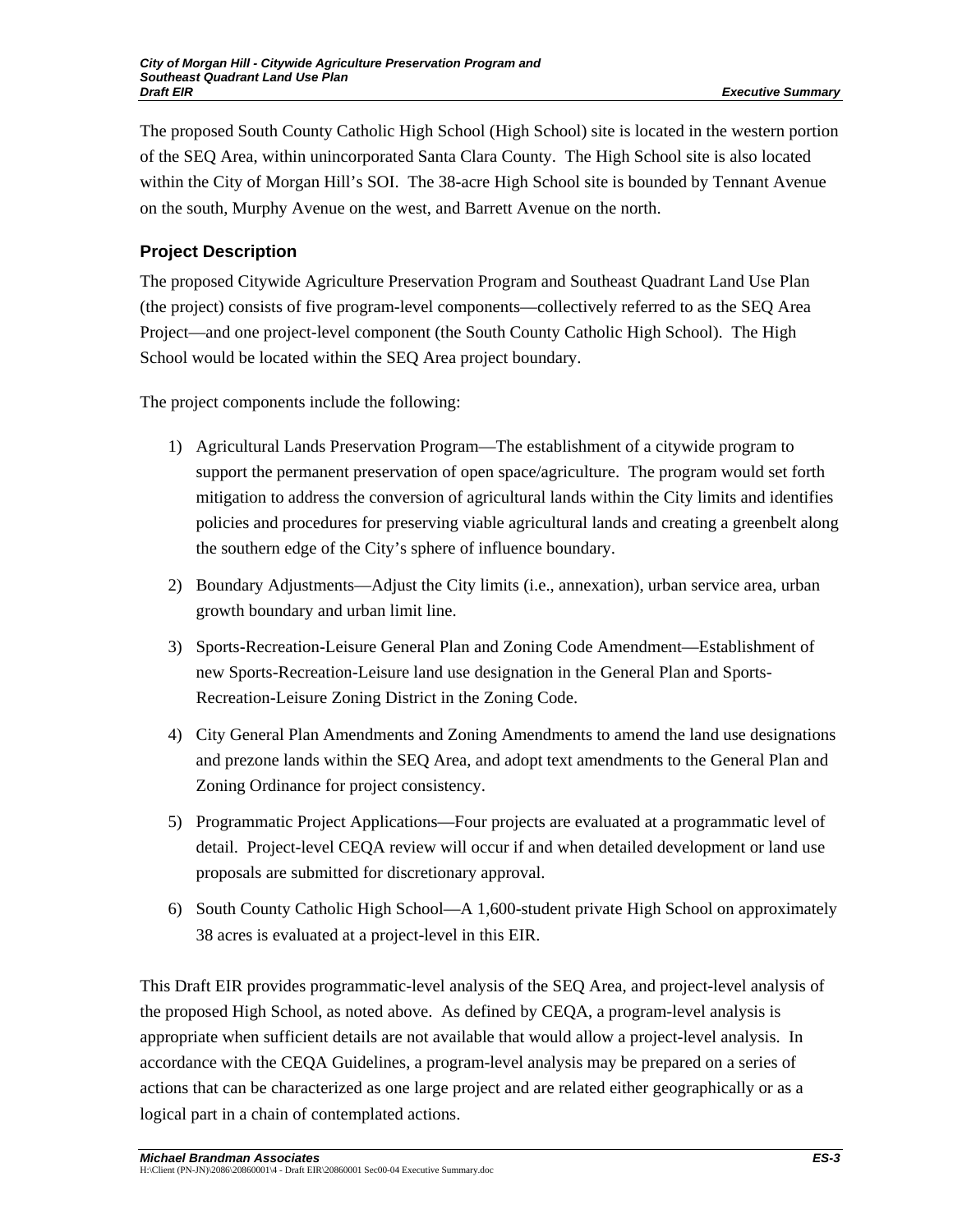The proposed South County Catholic High School (High School) site is located in the western portion of the SEQ Area, within unincorporated Santa Clara County. The High School site is also located within the City of Morgan Hill's SOI. The 38-acre High School site is bounded by Tennant Avenue on the south, Murphy Avenue on the west, and Barrett Avenue on the north.

### Project Description

The proposed Citywide Agriculture Preservation Program and Southeast Quadrant Land Use Plan (the project) consists of five program-level components—collectively referred to as the SEQ Area Project—and one project-level component (the South County Catholic High School). The High School would be located within the SEQ Area project boundary.

The project components include the following:

1) Agricultural Lands Preservation Program—The establishment of a citywide program to support the permanent preservation of open space/agriculture. The program would set forth mitigation to address the conversion of agricultural lands within the City limits and identifies policies and procedures for preserving viable agricultural lands and creating a greenbelt along the southern edge of the City's sphere of influence boundary.

2) Boundary Adjustments—Adjust the City limits (i.e., annexation), urban service area, urban growth boundary and urban limit line.

3) Sports-Recreation-Leisure General Plan and Zoning Code Amendment—Establishment of new Sports-Recreation-Leisure land use designation in the General Plan and Sports-Recreation-Leisure Zoning District in the Zoning Code.

4) City General Plan Amendments and Zoning Amendments to amend the land use designations and prezone lands within the SEQ Area, and adopt text amendments to the General Plan and Zoning Ordinance for project consistency.

5) Programmatic Project Applications—Four projects are evaluated at a programmatic level of detail. Project-level CEQA review will occur if and when detailed development or land use proposals are submitted for discretionary approval.

6) South County Catholic High School—A 1,600-student private High School on approximately 38 acres is evaluated at a project-level in this EIR.

This Draft EIR provides programmatic-level analysis of the SEQ Area, and project-level analysis of the proposed High School, as noted above. As defined by CEQA, a program-level analysis is appropriate when sufficient details are not available that would allow a project-level analysis. In accordance with the CEQA Guidelines, a program-level analysis may be prepared on a series of actions that can be characterized as one large project and are related either geographically or as a logical part in a chain of contemplated actions.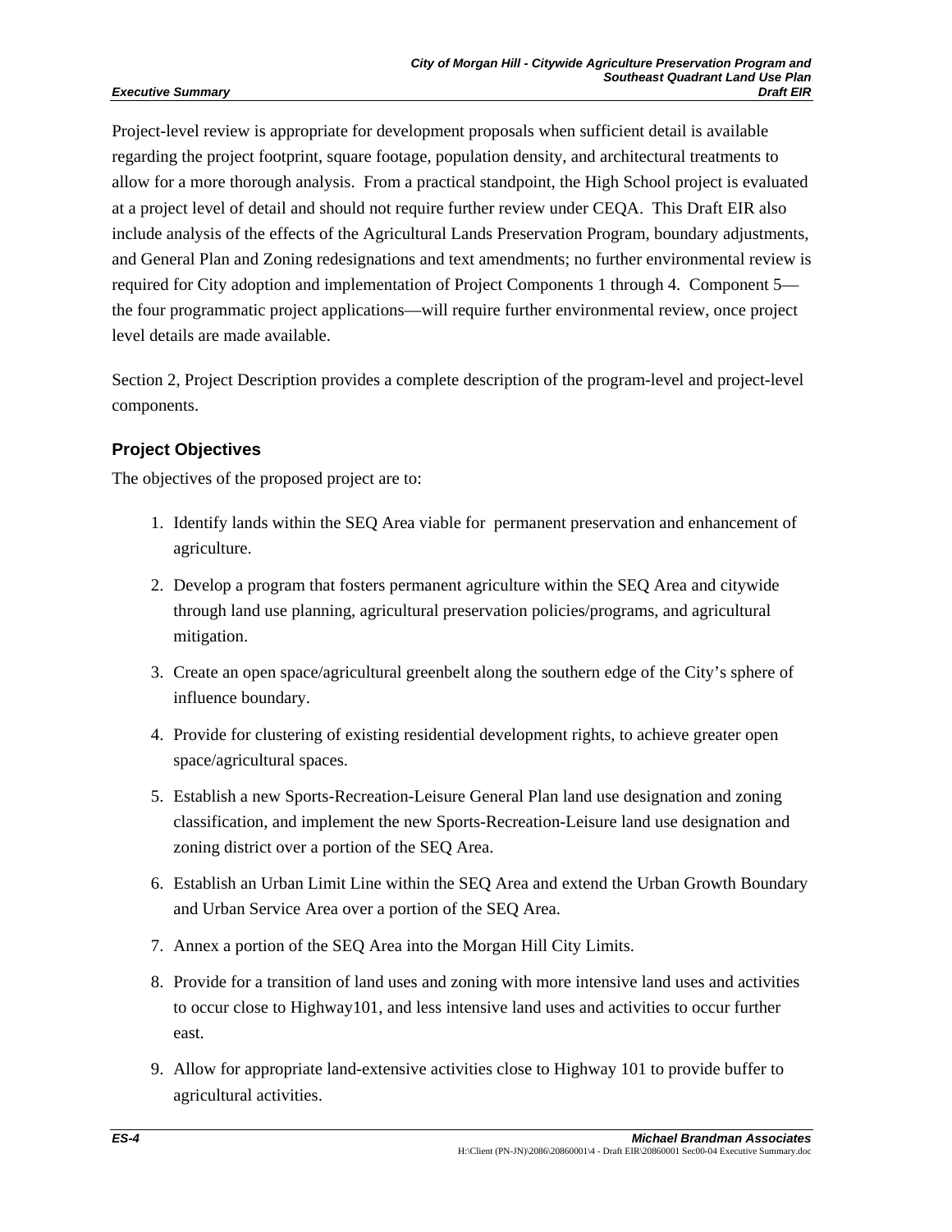Project-level review is appropriate for development proposals when sufficient detail is available regarding the project footprint, square footage, population density, and architectural treatments to allow for a more thorough analysis. From a practical standpoint, the High School project is evaluated at a project level of detail and should not require further review under CEQA. This Draft EIR also include analysis of the effects of the Agricultural Lands Preservation Program, boundary adjustments, and General Plan and Zoning redesignations and text amendments; no further environmental review is required for City adoption and implementation of Project Components 1 through 4. Component 5—the four programmatic project applications—will require further environmental review, once project level details are made available.

Section 2, Project Description provides a complete description of the program-level and project-level components.

### Project Objectives

The objectives of the proposed project are to:

1. Identify lands within the SEQ Area viable for permanent preservation and enhancement of agriculture.
2. Develop a program that fosters permanent agriculture within the SEQ Area and citywide through land use planning, agricultural preservation policies/programs, and agricultural mitigation.
3. Create an open space/agricultural greenbelt along the southern edge of the City's sphere of influence boundary.
4. Provide for clustering of existing residential development rights, to achieve greater open space/agricultural spaces.
5. Establish a new Sports-Recreation-Leisure General Plan land use designation and zoning classification, and implement the new Sports-Recreation-Leisure land use designation and zoning district over a portion of the SEQ Area.
6. Establish an Urban Limit Line within the SEQ Area and extend the Urban Growth Boundary and Urban Service Area over a portion of the SEQ Area.
7. Annex a portion of the SEQ Area into the Morgan Hill City Limits.
8. Provide for a transition of land uses and zoning with more intensive land uses and activities to occur close to Highway101, and less intensive land uses and activities to occur further east.
9. Allow for appropriate land-extensive activities close to Highway 101 to provide buffer to agricultural activities.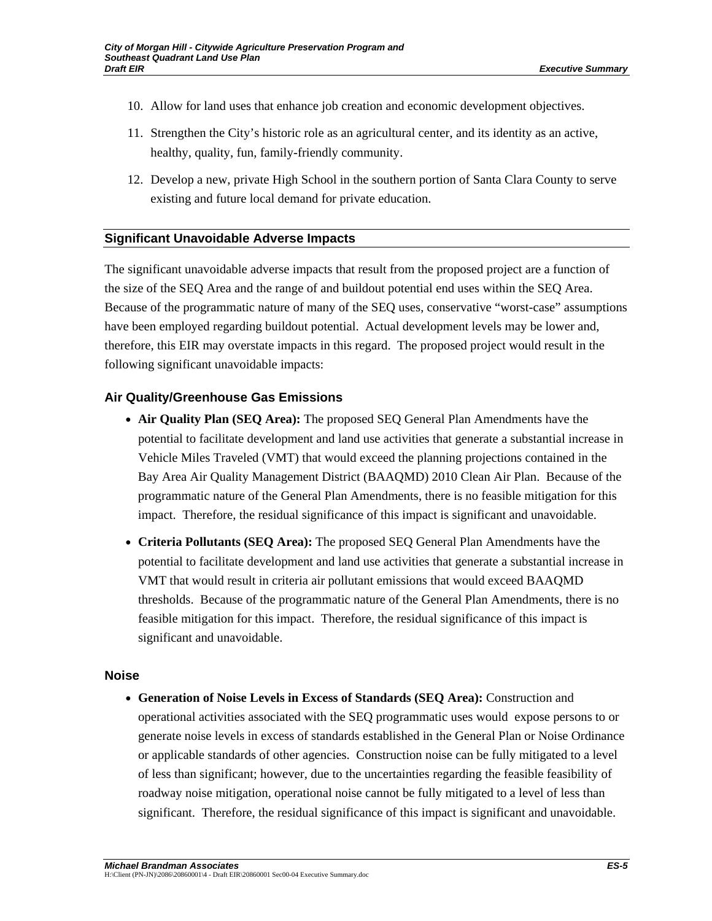10. Allow for land uses that enhance job creation and economic development objectives.
11. Strengthen the City's historic role as an agricultural center, and its identity as an active, healthy, quality, fun, family-friendly community.
12. Develop a new, private High School in the southern portion of Santa Clara County to serve existing and future local demand for private education.

## Significant Unavoidable Adverse Impacts

The significant unavoidable adverse impacts that result from the proposed project are a function of the size of the SEQ Area and the range of and buildout potential end uses within the SEQ Area. Because of the programmatic nature of many of the SEQ uses, conservative "worst-case" assumptions have been employed regarding buildout potential. Actual development levels may be lower and, therefore, this EIR may overstate impacts in this regard. The proposed project would result in the following significant unavoidable impacts:

### Air Quality/Greenhouse Gas Emissions

- **Air Quality Plan (SEQ Area):** The proposed SEQ General Plan Amendments have the potential to facilitate development and land use activities that generate a substantial increase in Vehicle Miles Traveled (VMT) that would exceed the planning projections contained in the Bay Area Air Quality Management District (BAAQMD) 2010 Clean Air Plan. Because of the programmatic nature of the General Plan Amendments, there is no feasible mitigation for this impact. Therefore, the residual significance of this impact is significant and unavoidable.
- **Criteria Pollutants (SEQ Area):** The proposed SEQ General Plan Amendments have the potential to facilitate development and land use activities that generate a substantial increase in VMT that would result in criteria air pollutant emissions that would exceed BAAQMD thresholds. Because of the programmatic nature of the General Plan Amendments, there is no feasible mitigation for this impact. Therefore, the residual significance of this impact is significant and unavoidable.

### Noise

- **Generation of Noise Levels in Excess of Standards (SEQ Area):** Construction and operational activities associated with the SEQ programmatic uses would expose persons to or generate noise levels in excess of standards established in the General Plan or Noise Ordinance or applicable standards of other agencies. Construction noise can be fully mitigated to a level of less than significant; however, due to the uncertainties regarding the feasible feasibility of roadway noise mitigation, operational noise cannot be fully mitigated to a level of less than significant. Therefore, the residual significance of this impact is significant and unavoidable.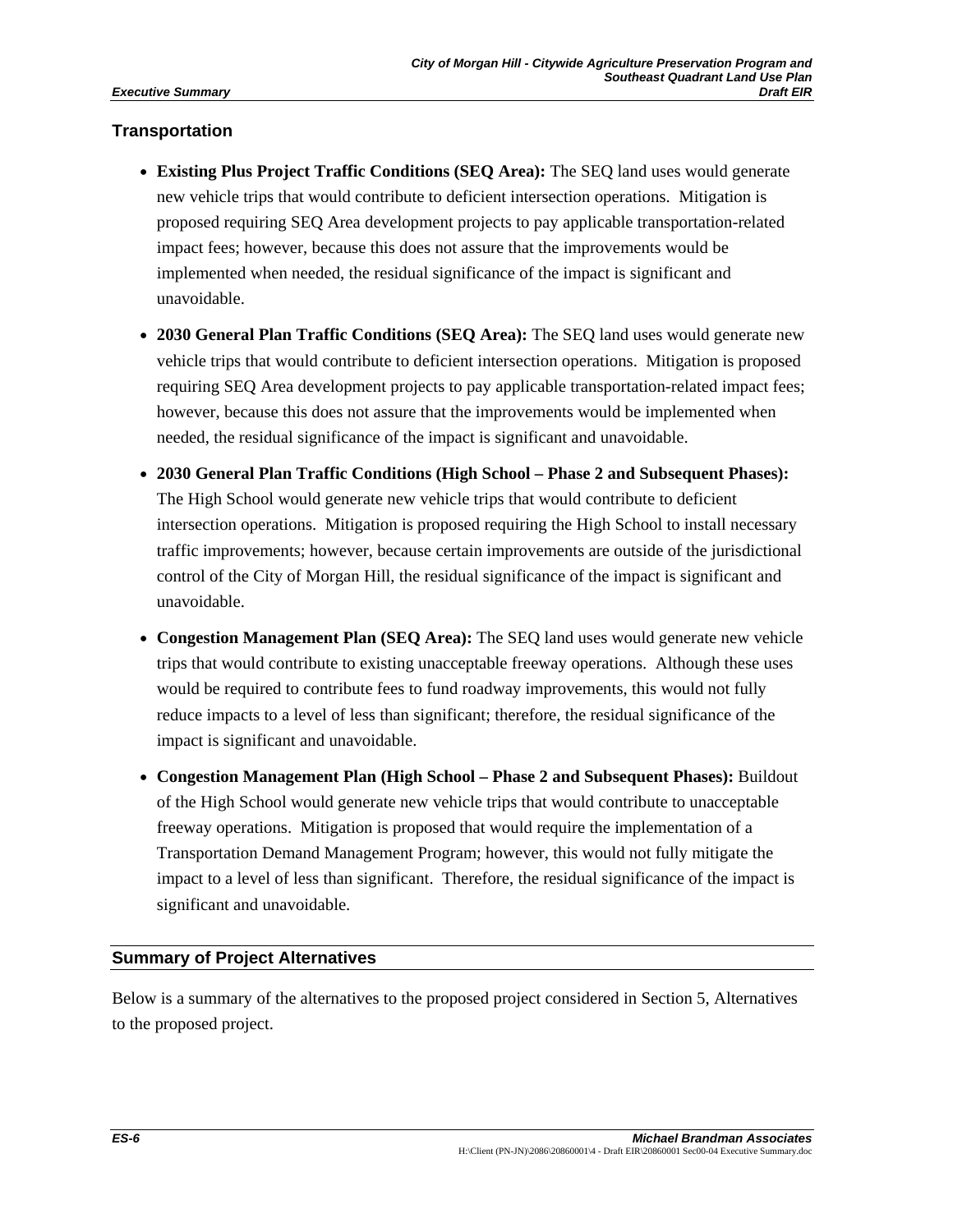### Transportation

- **Existing Plus Project Traffic Conditions (SEQ Area):** The SEQ land uses would generate new vehicle trips that would contribute to deficient intersection operations. Mitigation is proposed requiring SEQ Area development projects to pay applicable transportation-related impact fees; however, because this does not assure that the improvements would be implemented when needed, the residual significance of the impact is significant and unavoidable.
- **2030 General Plan Traffic Conditions (SEQ Area):** The SEQ land uses would generate new vehicle trips that would contribute to deficient intersection operations. Mitigation is proposed requiring SEQ Area development projects to pay applicable transportation-related impact fees; however, because this does not assure that the improvements would be implemented when needed, the residual significance of the impact is significant and unavoidable.
- **2030 General Plan Traffic Conditions (High School – Phase 2 and Subsequent Phases):** The High School would generate new vehicle trips that would contribute to deficient intersection operations. Mitigation is proposed requiring the High School to install necessary traffic improvements; however, because certain improvements are outside of the jurisdictional control of the City of Morgan Hill, the residual significance of the impact is significant and unavoidable.
- **Congestion Management Plan (SEQ Area):** The SEQ land uses would generate new vehicle trips that would contribute to existing unacceptable freeway operations. Although these uses would be required to contribute fees to fund roadway improvements, this would not fully reduce impacts to a level of less than significant; therefore, the residual significance of the impact is significant and unavoidable.
- **Congestion Management Plan (High School – Phase 2 and Subsequent Phases):** Buildout of the High School would generate new vehicle trips that would contribute to unacceptable freeway operations. Mitigation is proposed that would require the implementation of a Transportation Demand Management Program; however, this would not fully mitigate the impact to a level of less than significant. Therefore, the residual significance of the impact is significant and unavoidable.

## Summary of Project Alternatives

Below is a summary of the alternatives to the proposed project considered in Section 5, Alternatives to the proposed project.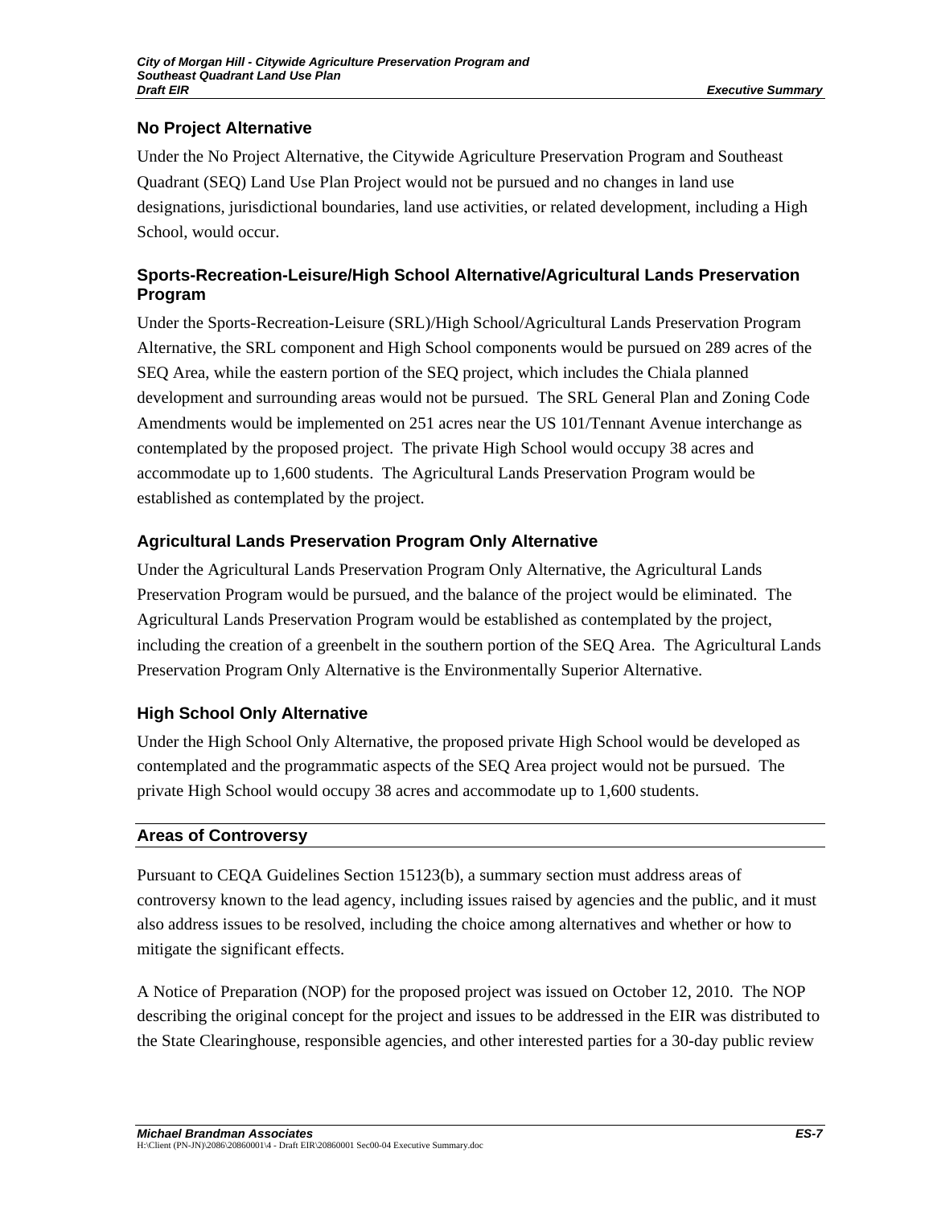### No Project Alternative

Under the No Project Alternative, the Citywide Agriculture Preservation Program and Southeast Quadrant (SEQ) Land Use Plan Project would not be pursued and no changes in land use designations, jurisdictional boundaries, land use activities, or related development, including a High School, would occur.

### Sports-Recreation-Leisure/High School Alternative/Agricultural Lands Preservation Program

Under the Sports-Recreation-Leisure (SRL)/High School/Agricultural Lands Preservation Program Alternative, the SRL component and High School components would be pursued on 289 acres of the SEQ Area, while the eastern portion of the SEQ project, which includes the Chiala planned development and surrounding areas would not be pursued. The SRL General Plan and Zoning Code Amendments would be implemented on 251 acres near the US 101/Tennant Avenue interchange as contemplated by the proposed project. The private High School would occupy 38 acres and accommodate up to 1,600 students. The Agricultural Lands Preservation Program would be established as contemplated by the project.

### Agricultural Lands Preservation Program Only Alternative

Under the Agricultural Lands Preservation Program Only Alternative, the Agricultural Lands Preservation Program would be pursued, and the balance of the project would be eliminated. The Agricultural Lands Preservation Program would be established as contemplated by the project, including the creation of a greenbelt in the southern portion of the SEQ Area. The Agricultural Lands Preservation Program Only Alternative is the Environmentally Superior Alternative.

### High School Only Alternative

Under the High School Only Alternative, the proposed private High School would be developed as contemplated and the programmatic aspects of the SEQ Area project would not be pursued. The private High School would occupy 38 acres and accommodate up to 1,600 students.

## Areas of Controversy

Pursuant to CEQA Guidelines Section 15123(b), a summary section must address areas of controversy known to the lead agency, including issues raised by agencies and the public, and it must also address issues to be resolved, including the choice among alternatives and whether or how to mitigate the significant effects.

A Notice of Preparation (NOP) for the proposed project was issued on October 12, 2010. The NOP describing the original concept for the project and issues to be addressed in the EIR was distributed to the State Clearinghouse, responsible agencies, and other interested parties for a 30-day public review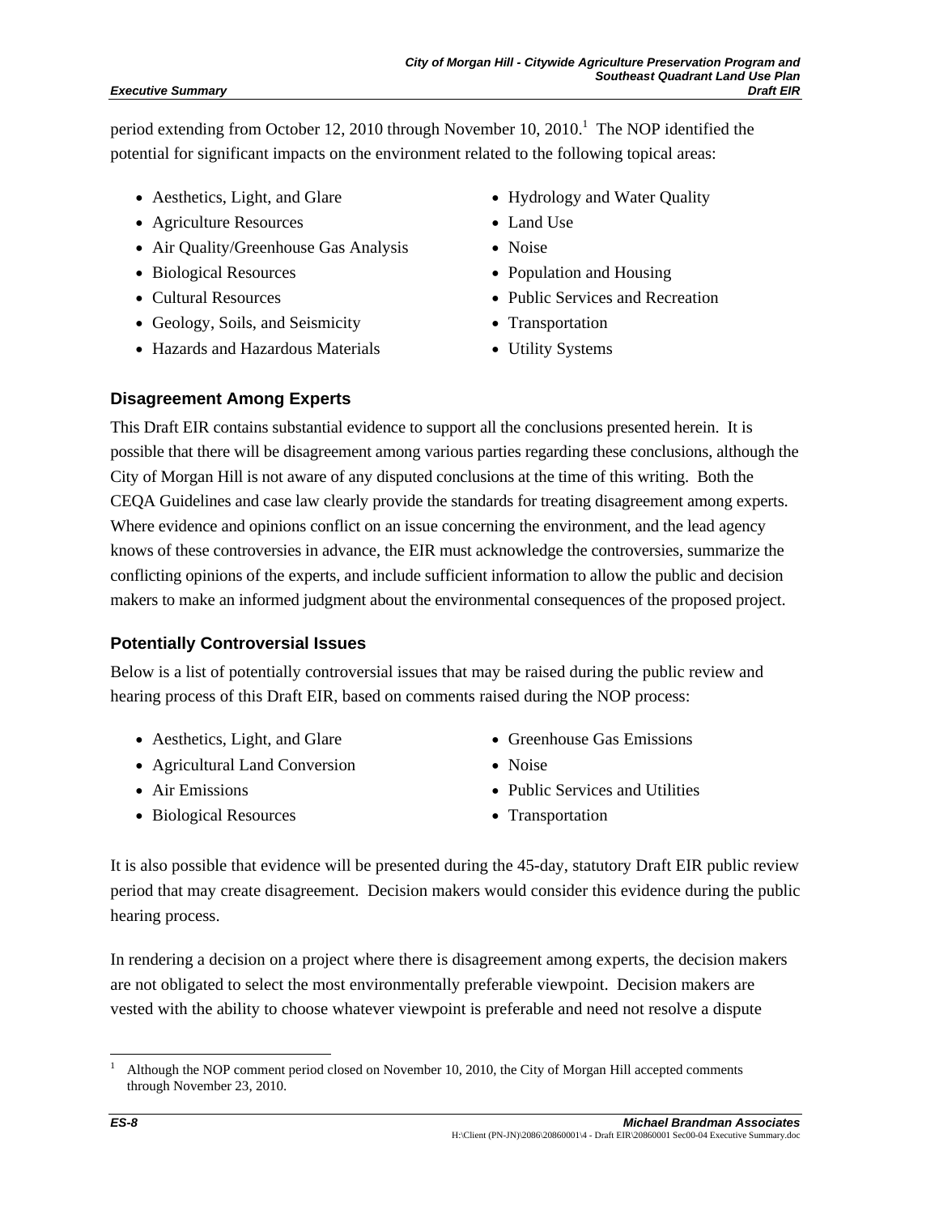period extending from October 12, 2010 through November 10, 2010.[1] The NOP identified the potential for significant impacts on the environment related to the following topical areas:

- Aesthetics, Light, and Glare
- Agriculture Resources
- Air Quality/Greenhouse Gas Analysis
- Biological Resources
- Cultural Resources
- Geology, Soils, and Seismicity
- Hazards and Hazardous Materials
- Hydrology and Water Quality
- Land Use
- Noise
- Population and Housing
- Public Services and Recreation
- Transportation
- Utility Systems

### Disagreement Among Experts

This Draft EIR contains substantial evidence to support all the conclusions presented herein. It is possible that there will be disagreement among various parties regarding these conclusions, although the City of Morgan Hill is not aware of any disputed conclusions at the time of this writing. Both the CEQA Guidelines and case law clearly provide the standards for treating disagreement among experts. Where evidence and opinions conflict on an issue concerning the environment, and the lead agency knows of these controversies in advance, the EIR must acknowledge the controversies, summarize the conflicting opinions of the experts, and include sufficient information to allow the public and decision makers to make an informed judgment about the environmental consequences of the proposed project.

### Potentially Controversial Issues

Below is a list of potentially controversial issues that may be raised during the public review and hearing process of this Draft EIR, based on comments raised during the NOP process:

- Aesthetics, Light, and Glare
- Agricultural Land Conversion
- Air Emissions
- Biological Resources
- Greenhouse Gas Emissions
- Noise
- Public Services and Utilities
- Transportation

It is also possible that evidence will be presented during the 45-day, statutory Draft EIR public review period that may create disagreement. Decision makers would consider this evidence during the public hearing process.

In rendering a decision on a project where there is disagreement among experts, the decision makers are not obligated to select the most environmentally preferable viewpoint. Decision makers are vested with the ability to choose whatever viewpoint is preferable and need not resolve a dispute

---

[1] Although the NOP comment period closed on November 10, 2010, the City of Morgan Hill accepted comments through November 23, 2010.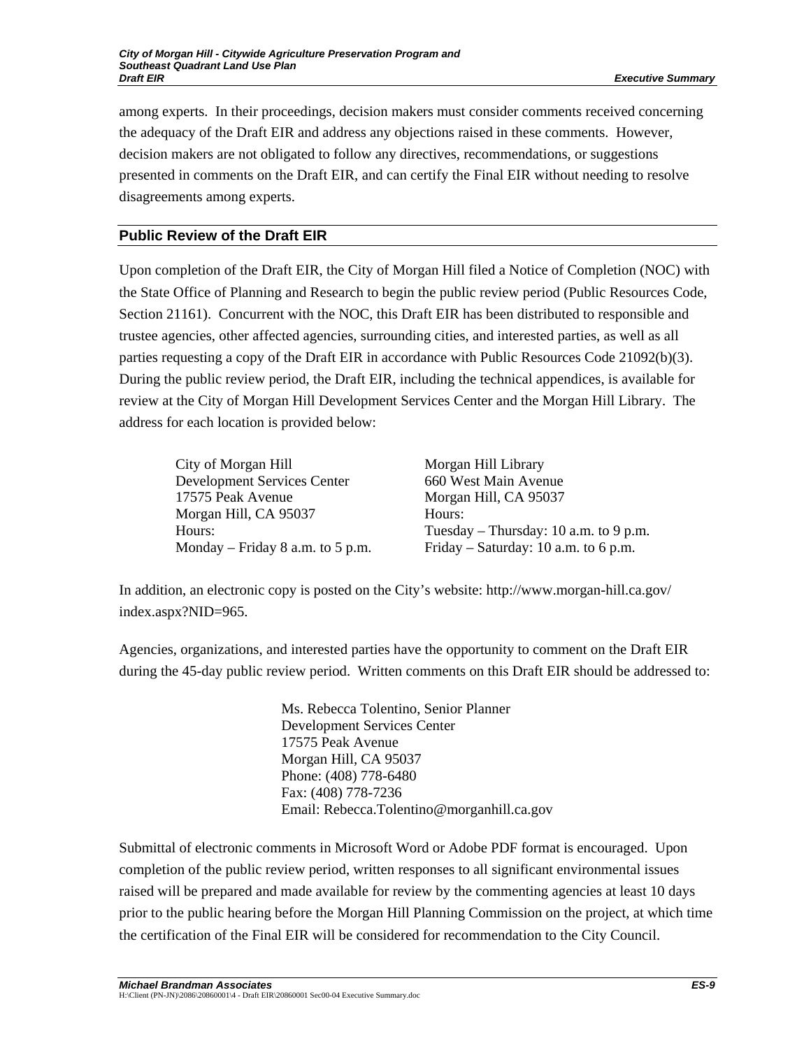among experts. In their proceedings, decision makers must consider comments received concerning the adequacy of the Draft EIR and address any objections raised in these comments. However, decision makers are not obligated to follow any directives, recommendations, or suggestions presented in comments on the Draft EIR, and can certify the Final EIR without needing to resolve disagreements among experts.

### Public Review of the Draft EIR

Upon completion of the Draft EIR, the City of Morgan Hill filed a Notice of Completion (NOC) with the State Office of Planning and Research to begin the public review period (Public Resources Code, Section 21161). Concurrent with the NOC, this Draft EIR has been distributed to responsible and trustee agencies, other affected agencies, surrounding cities, and interested parties, as well as all parties requesting a copy of the Draft EIR in accordance with Public Resources Code 21092(b)(3). During the public review period, the Draft EIR, including the technical appendices, is available for review at the City of Morgan Hill Development Services Center and the Morgan Hill Library. The address for each location is provided below:

City of Morgan Hill
Development Services Center
17575 Peak Avenue
Morgan Hill, CA 95037
Hours:
Monday – Friday 8 a.m. to 5 p.m.

Morgan Hill Library
660 West Main Avenue
Morgan Hill, CA 95037
Hours:
Tuesday – Thursday: 10 a.m. to 9 p.m.
Friday – Saturday: 10 a.m. to 6 p.m.

In addition, an electronic copy is posted on the City's website: http://www.morgan-hill.ca.gov/index.aspx?NID=965.

Agencies, organizations, and interested parties have the opportunity to comment on the Draft EIR during the 45-day public review period. Written comments on this Draft EIR should be addressed to:

Ms. Rebecca Tolentino, Senior Planner
Development Services Center
17575 Peak Avenue
Morgan Hill, CA 95037
Phone: (408) 778-6480
Fax: (408) 778-7236
Email: Rebecca.Tolentino@morganhill.ca.gov

Submittal of electronic comments in Microsoft Word or Adobe PDF format is encouraged. Upon completion of the public review period, written responses to all significant environmental issues raised will be prepared and made available for review by the commenting agencies at least 10 days prior to the public hearing before the Morgan Hill Planning Commission on the project, at which time the certification of the Final EIR will be considered for recommendation to the City Council.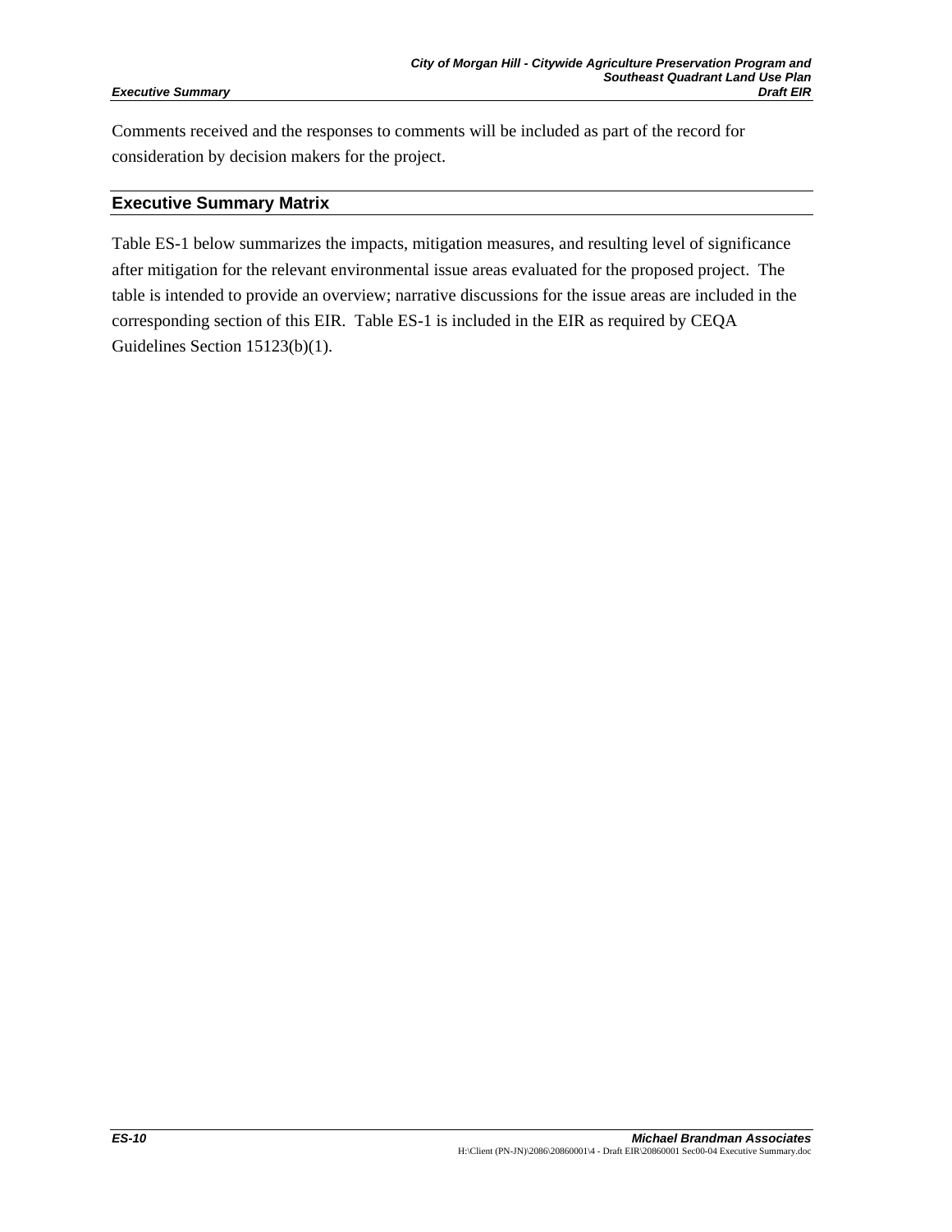Comments received and the responses to comments will be included as part of the record for consideration by decision makers for the project.

## Executive Summary Matrix

Table ES-1 below summarizes the impacts, mitigation measures, and resulting level of significance after mitigation for the relevant environmental issue areas evaluated for the proposed project. The table is intended to provide an overview; narrative discussions for the issue areas are included in the corresponding section of this EIR. Table ES-1 is included in the EIR as required by CEQA Guidelines Section 15123(b)(1).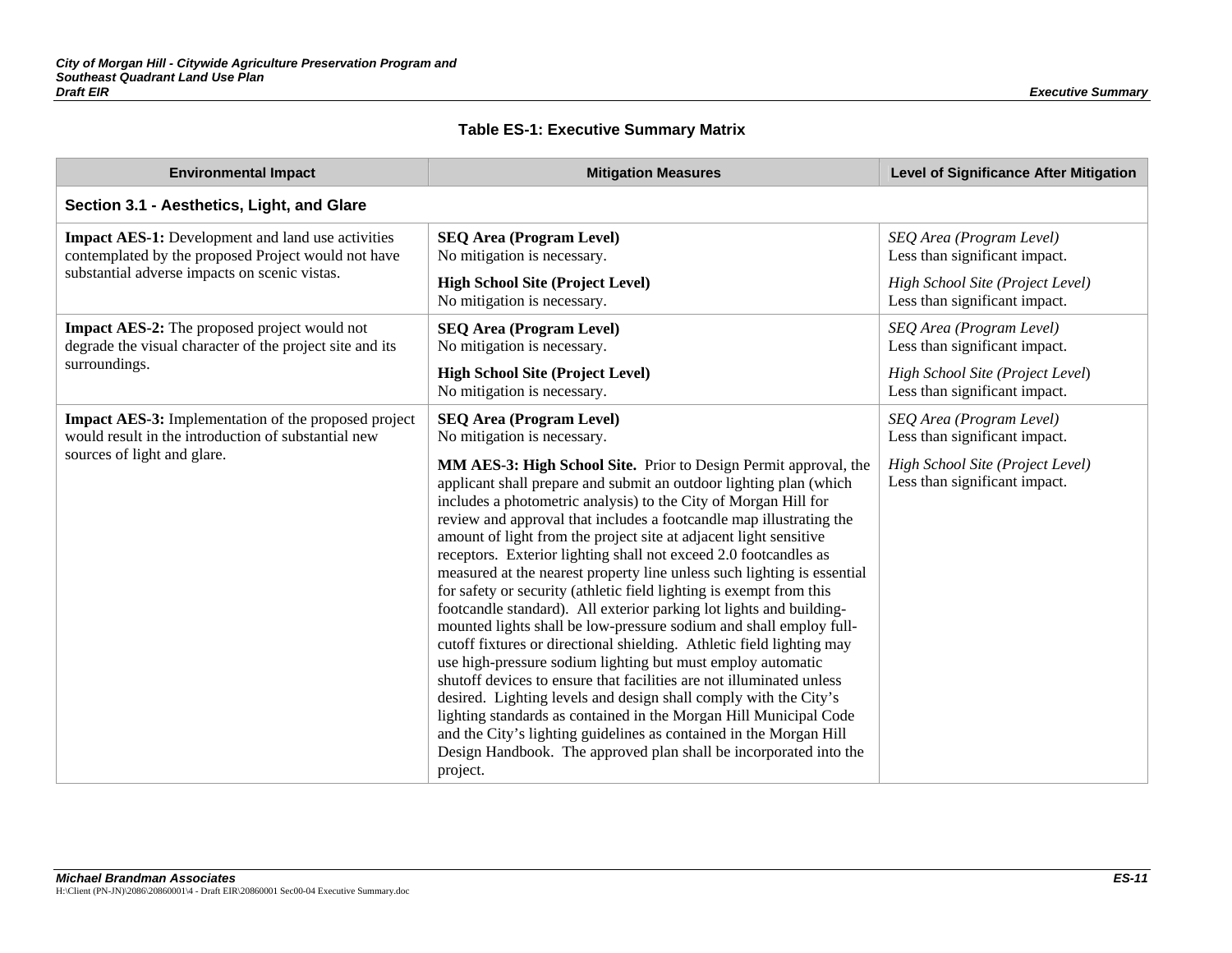**Table ES-1: Executive Summary Matrix**

| Environmental Impact | Mitigation Measures | Level of Significance After Mitigation |
|---|---|---|
| **Section 3.1 - Aesthetics, Light, and Glare** | | |
| **Impact AES-1:** Development and land use activities contemplated by the proposed Project would not have substantial adverse impacts on scenic vistas. | **SEQ Area (Program Level)**<br>No mitigation is necessary.<br><br>**High School Site (Project Level)**<br>No mitigation is necessary. | *SEQ Area (Program Level)*<br>Less than significant impact.<br><br>*High School Site (Project Level)*<br>Less than significant impact. |
| **Impact AES-2:** The proposed project would not degrade the visual character of the project site and its surroundings. | **SEQ Area (Program Level)**<br>No mitigation is necessary.<br><br>**High School Site (Project Level)**<br>No mitigation is necessary. | *SEQ Area (Program Level)*<br>Less than significant impact.<br><br>*High School Site (Project Level)*<br>Less than significant impact. |
| **Impact AES-3:** Implementation of the proposed project would result in the introduction of substantial new sources of light and glare. | **SEQ Area (Program Level)**<br>No mitigation is necessary.<br><br>**MM AES-3: High School Site.** Prior to Design Permit approval, the applicant shall prepare and submit an outdoor lighting plan (which includes a photometric analysis) to the City of Morgan Hill for review and approval that includes a footcandle map illustrating the amount of light from the project site at adjacent light sensitive receptors. Exterior lighting shall not exceed 2.0 footcandles as measured at the nearest property line unless such lighting is essential for safety or security (athletic field lighting is exempt from this footcandle standard). All exterior parking lot lights and building-mounted lights shall be low-pressure sodium and shall employ full-cutoff fixtures or directional shielding. Athletic field lighting may use high-pressure sodium lighting but must employ automatic shutoff devices to ensure that facilities are not illuminated unless desired. Lighting levels and design shall comply with the City's lighting standards as contained in the Morgan Hill Municipal Code and the City's lighting guidelines as contained in the Morgan Hill Design Handbook. The approved plan shall be incorporated into the project. | *SEQ Area (Program Level)*<br>Less than significant impact.<br><br>*High School Site (Project Level)*<br>Less than significant impact. |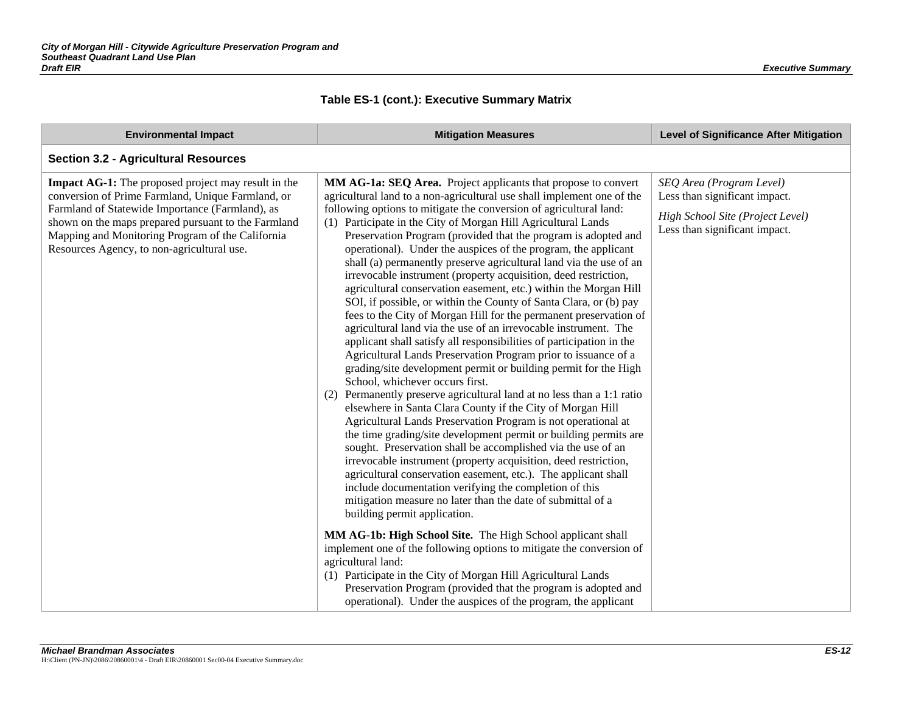**Table ES-1 (cont.): Executive Summary Matrix**

| Environmental Impact | Mitigation Measures | Level of Significance After Mitigation |
|---|---|---|
| **Section 3.2 - Agricultural Resources** | | |
| **Impact AG-1:** The proposed project may result in the conversion of Prime Farmland, Unique Farmland, or Farmland of Statewide Importance (Farmland), as shown on the maps prepared pursuant to the Farmland Mapping and Monitoring Program of the California Resources Agency, to non-agricultural use. | **MM AG-1a: SEQ Area.** Project applicants that propose to convert agricultural land to a non-agricultural use shall implement one of the following options to mitigate the conversion of agricultural land:<br>(1) Participate in the City of Morgan Hill Agricultural Lands Preservation Program (provided that the program is adopted and operational). Under the auspices of the program, the applicant shall (a) permanently preserve agricultural land via the use of an irrevocable instrument (property acquisition, deed restriction, agricultural conservation easement, etc.) within the Morgan Hill SOI, if possible, or within the County of Santa Clara, or (b) pay fees to the City of Morgan Hill for the permanent preservation of agricultural land via the use of an irrevocable instrument. The applicant shall satisfy all responsibilities of participation in the Agricultural Lands Preservation Program prior to issuance of a grading/site development permit or building permit for the High School, whichever occurs first.<br>(2) Permanently preserve agricultural land at no less than a 1:1 ratio elsewhere in Santa Clara County if the City of Morgan Hill Agricultural Lands Preservation Program is not operational at the time grading/site development permit or building permits are sought. Preservation shall be accomplished via the use of an irrevocable instrument (property acquisition, deed restriction, agricultural conservation easement, etc.). The applicant shall include documentation verifying the completion of this mitigation measure no later than the date of submittal of a building permit application.<br><br>**MM AG-1b: High School Site.** The High School applicant shall implement one of the following options to mitigate the conversion of agricultural land:<br>(1) Participate in the City of Morgan Hill Agricultural Lands Preservation Program (provided that the program is adopted and operational). Under the auspices of the program, the applicant | *SEQ Area (Program Level)*<br>Less than significant impact.<br><br>*High School Site (Project Level)*<br>Less than significant impact. |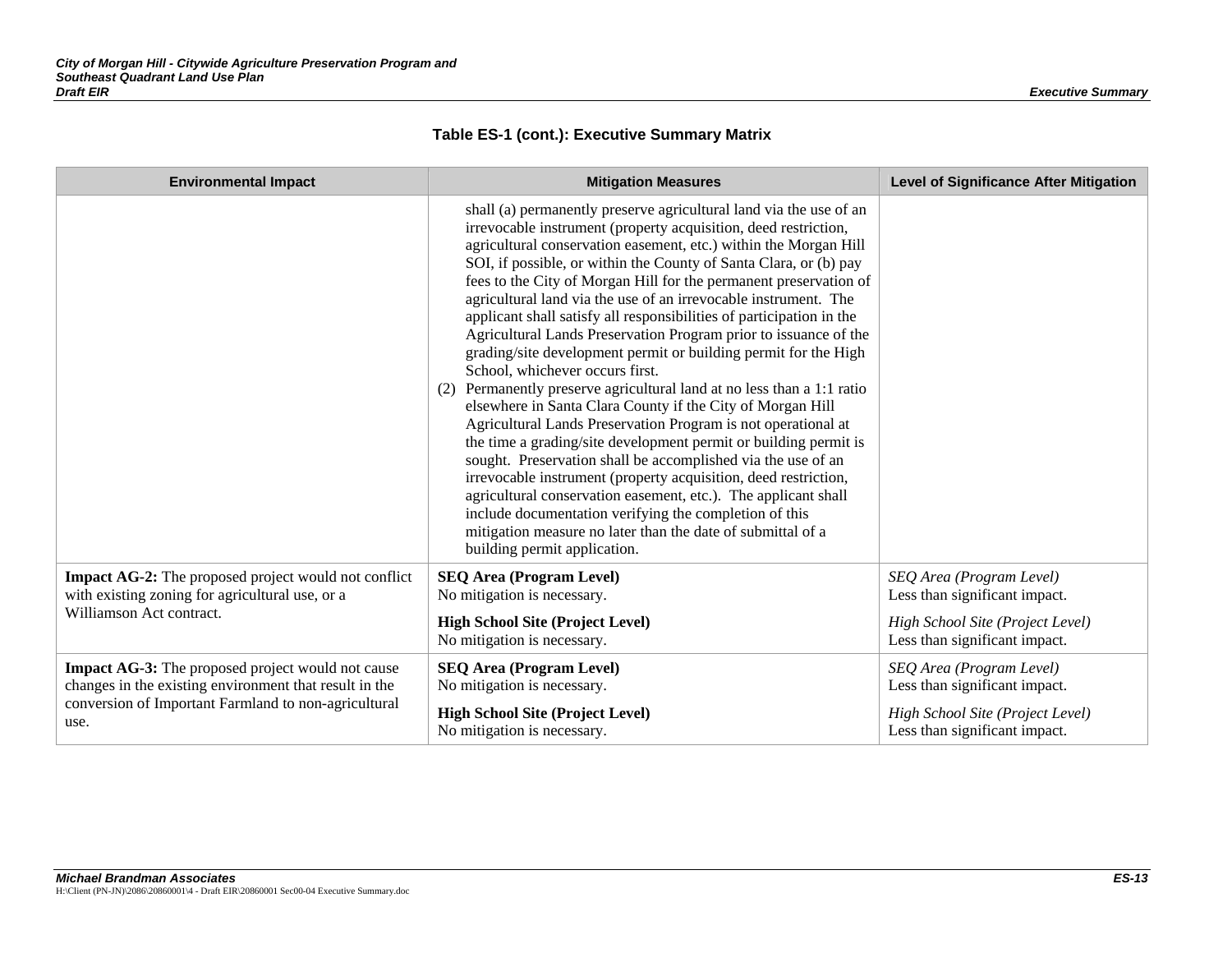**Table ES-1 (cont.): Executive Summary Matrix**

| Environmental Impact | Mitigation Measures | Level of Significance After Mitigation |
|---|---|---|
| | shall (a) permanently preserve agricultural land via the use of an irrevocable instrument (property acquisition, deed restriction, agricultural conservation easement, etc.) within the Morgan Hill SOI, if possible, or within the County of Santa Clara, or (b) pay fees to the City of Morgan Hill for the permanent preservation of agricultural land via the use of an irrevocable instrument. The applicant shall satisfy all responsibilities of participation in the Agricultural Lands Preservation Program prior to issuance of the grading/site development permit or building permit for the High School, whichever occurs first.<br>(2) Permanently preserve agricultural land at no less than a 1:1 ratio elsewhere in Santa Clara County if the City of Morgan Hill Agricultural Lands Preservation Program is not operational at the time a grading/site development permit or building permit is sought. Preservation shall be accomplished via the use of an irrevocable instrument (property acquisition, deed restriction, agricultural conservation easement, etc.). The applicant shall include documentation verifying the completion of this mitigation measure no later than the date of submittal of a building permit application. | |
| **Impact AG-2:** The proposed project would not conflict with existing zoning for agricultural use, or a Williamson Act contract. | **SEQ Area (Program Level)**<br>No mitigation is necessary.<br>**High School Site (Project Level)**<br>No mitigation is necessary. | *SEQ Area (Program Level)*<br>Less than significant impact.<br>*High School Site (Project Level)*<br>Less than significant impact. |
| **Impact AG-3:** The proposed project would not cause changes in the existing environment that result in the conversion of Important Farmland to non-agricultural use. | **SEQ Area (Program Level)**<br>No mitigation is necessary.<br>**High School Site (Project Level)**<br>No mitigation is necessary. | *SEQ Area (Program Level)*<br>Less than significant impact.<br>*High School Site (Project Level)*<br>Less than significant impact. |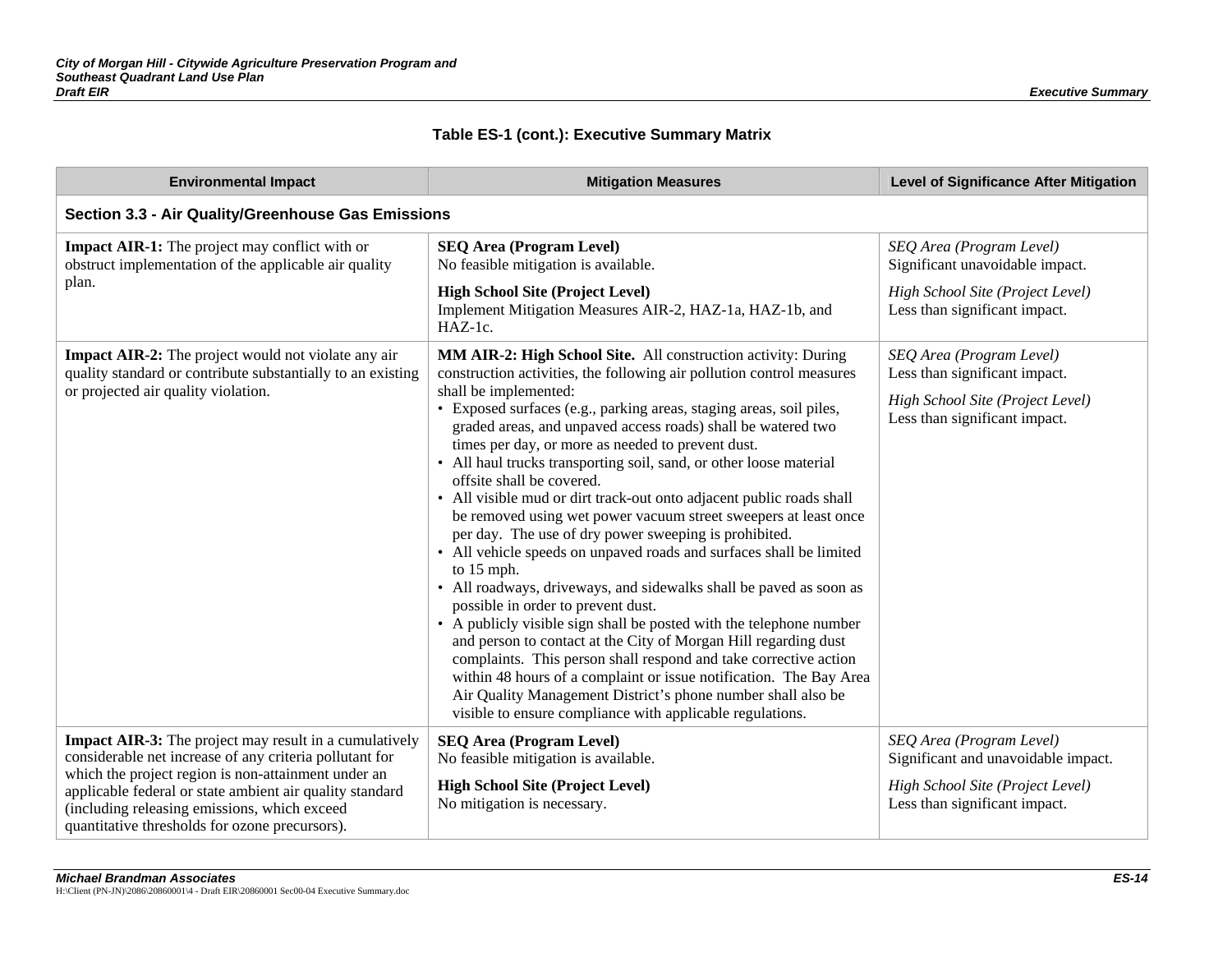**Table ES-1 (cont.): Executive Summary Matrix**

| Environmental Impact | Mitigation Measures | Level of Significance After Mitigation |
|---|---|---|
| **Section 3.3 - Air Quality/Greenhouse Gas Emissions** | | |
| **Impact AIR-1:** The project may conflict with or obstruct implementation of the applicable air quality plan. | **SEQ Area (Program Level)**<br>No feasible mitigation is available.<br>**High School Site (Project Level)**<br>Implement Mitigation Measures AIR-2, HAZ-1a, HAZ-1b, and HAZ-1c. | *SEQ Area (Program Level)*<br>Significant unavoidable impact.<br>*High School Site (Project Level)*<br>Less than significant impact. |
| **Impact AIR-2:** The project would not violate any air quality standard or contribute substantially to an existing or projected air quality violation. | **MM AIR-2: High School Site.** All construction activity: During construction activities, the following air pollution control measures shall be implemented:<br>• Exposed surfaces (e.g., parking areas, staging areas, soil piles, graded areas, and unpaved access roads) shall be watered two times per day, or more as needed to prevent dust.<br>• All haul trucks transporting soil, sand, or other loose material offsite shall be covered.<br>• All visible mud or dirt track-out onto adjacent public roads shall be removed using wet power vacuum street sweepers at least once per day. The use of dry power sweeping is prohibited.<br>• All vehicle speeds on unpaved roads and surfaces shall be limited to 15 mph.<br>• All roadways, driveways, and sidewalks shall be paved as soon as possible in order to prevent dust.<br>• A publicly visible sign shall be posted with the telephone number and person to contact at the City of Morgan Hill regarding dust complaints. This person shall respond and take corrective action within 48 hours of a complaint or issue notification. The Bay Area Air Quality Management District's phone number shall also be visible to ensure compliance with applicable regulations. | *SEQ Area (Program Level)*<br>Less than significant impact.<br>*High School Site (Project Level)*<br>Less than significant impact. |
| **Impact AIR-3:** The project may result in a cumulatively considerable net increase of any criteria pollutant for which the project region is non-attainment under an applicable federal or state ambient air quality standard (including releasing emissions, which exceed quantitative thresholds for ozone precursors). | **SEQ Area (Program Level)**<br>No feasible mitigation is available.<br>**High School Site (Project Level)**<br>No mitigation is necessary. | *SEQ Area (Program Level)*<br>Significant and unavoidable impact.<br>*High School Site (Project Level)*<br>Less than significant impact. |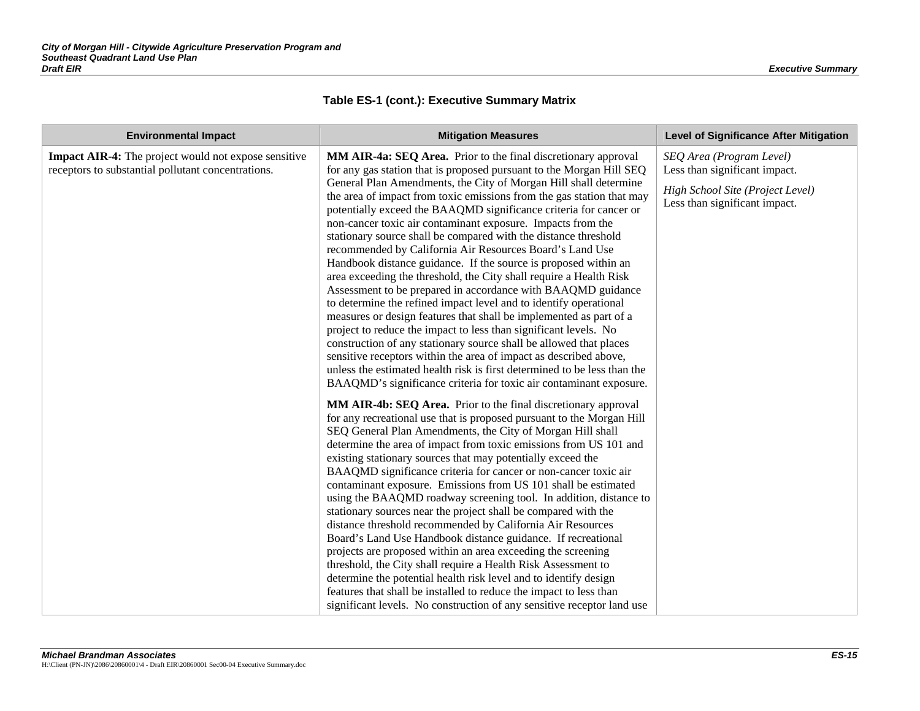**Table ES-1 (cont.): Executive Summary Matrix**

| Environmental Impact | Mitigation Measures | Level of Significance After Mitigation |
|---|---|---|
| **Impact AIR-4:** The project would not expose sensitive receptors to substantial pollutant concentrations. | **MM AIR-4a: SEQ Area.** Prior to the final discretionary approval for any gas station that is proposed pursuant to the Morgan Hill SEQ General Plan Amendments, the City of Morgan Hill shall determine the area of impact from toxic emissions from the gas station that may potentially exceed the BAAQMD significance criteria for cancer or non-cancer toxic air contaminant exposure. Impacts from the stationary source shall be compared with the distance threshold recommended by California Air Resources Board's Land Use Handbook distance guidance. If the source is proposed within an area exceeding the threshold, the City shall require a Health Risk Assessment to be prepared in accordance with BAAQMD guidance to determine the refined impact level and to identify operational measures or design features that shall be implemented as part of a project to reduce the impact to less than significant levels. No construction of any stationary source shall be allowed that places sensitive receptors within the area of impact as described above, unless the estimated health risk is first determined to be less than the BAAQMD's significance criteria for toxic air contaminant exposure.<br><br>**MM AIR-4b: SEQ Area.** Prior to the final discretionary approval for any recreational use that is proposed pursuant to the Morgan Hill SEQ General Plan Amendments, the City of Morgan Hill shall determine the area of impact from toxic emissions from US 101 and existing stationary sources that may potentially exceed the BAAQMD significance criteria for cancer or non-cancer toxic air contaminant exposure. Emissions from US 101 shall be estimated using the BAAQMD roadway screening tool. In addition, distance to stationary sources near the project shall be compared with the distance threshold recommended by California Air Resources Board's Land Use Handbook distance guidance. If recreational projects are proposed within an area exceeding the screening threshold, the City shall require a Health Risk Assessment to determine the potential health risk level and to identify design features that shall be installed to reduce the impact to less than significant levels. No construction of any sensitive receptor land use | *SEQ Area (Program Level)*<br>Less than significant impact.<br><br>*High School Site (Project Level)*<br>Less than significant impact. |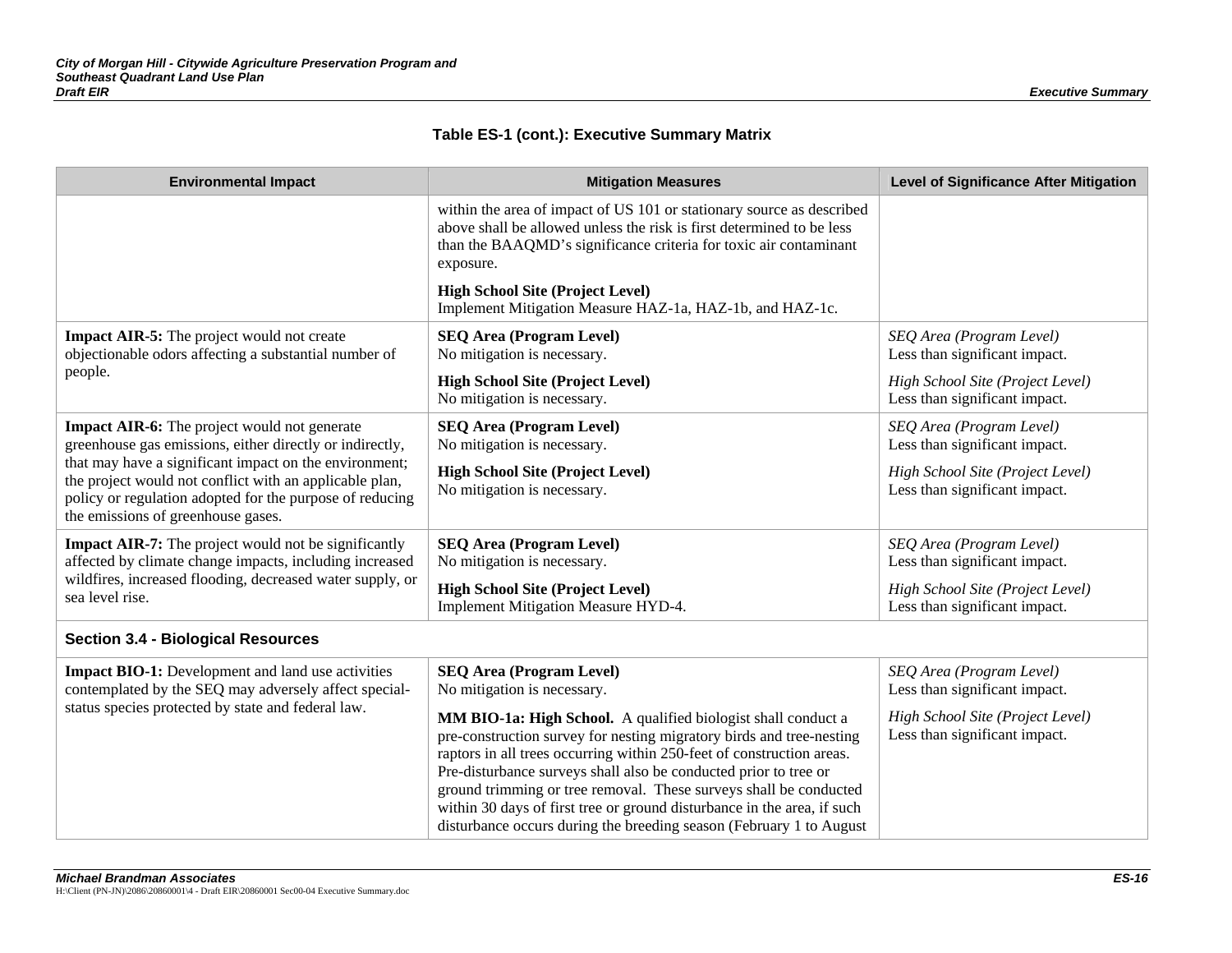**Table ES-1 (cont.): Executive Summary Matrix**

| Environmental Impact | Mitigation Measures | Level of Significance After Mitigation |
|---|---|---|
| | within the area of impact of US 101 or stationary source as described above shall be allowed unless the risk is first determined to be less than the BAAQMD's significance criteria for toxic air contaminant exposure.<br><br>**High School Site (Project Level)**<br>Implement Mitigation Measure HAZ-1a, HAZ-1b, and HAZ-1c. | |
| **Impact AIR-5:** The project would not create objectionable odors affecting a substantial number of people. | **SEQ Area (Program Level)**<br>No mitigation is necessary.<br><br>**High School Site (Project Level)**<br>No mitigation is necessary. | *SEQ Area (Program Level)*<br>Less than significant impact.<br><br>*High School Site (Project Level)*<br>Less than significant impact. |
| **Impact AIR-6:** The project would not generate greenhouse gas emissions, either directly or indirectly, that may have a significant impact on the environment; the project would not conflict with an applicable plan, policy or regulation adopted for the purpose of reducing the emissions of greenhouse gases. | **SEQ Area (Program Level)**<br>No mitigation is necessary.<br><br>**High School Site (Project Level)**<br>No mitigation is necessary. | *SEQ Area (Program Level)*<br>Less than significant impact.<br><br>*High School Site (Project Level)*<br>Less than significant impact. |
| **Impact AIR-7:** The project would not be significantly affected by climate change impacts, including increased wildfires, increased flooding, decreased water supply, or sea level rise. | **SEQ Area (Program Level)**<br>No mitigation is necessary.<br><br>**High School Site (Project Level)**<br>Implement Mitigation Measure HYD-4. | *SEQ Area (Program Level)*<br>Less than significant impact.<br><br>*High School Site (Project Level)*<br>Less than significant impact. |
| **Section 3.4 - Biological Resources** | | |
| **Impact BIO-1:** Development and land use activities contemplated by the SEQ may adversely affect special-status species protected by state and federal law. | **SEQ Area (Program Level)**<br>No mitigation is necessary.<br><br>**MM BIO-1a: High School.** A qualified biologist shall conduct a pre-construction survey for nesting migratory birds and tree-nesting raptors in all trees occurring within 250-feet of construction areas. Pre-disturbance surveys shall also be conducted prior to tree or ground trimming or tree removal. These surveys shall be conducted within 30 days of first tree or ground disturbance in the area, if such disturbance occurs during the breeding season (February 1 to August | *SEQ Area (Program Level)*<br>Less than significant impact.<br><br>*High School Site (Project Level)*<br>Less than significant impact. |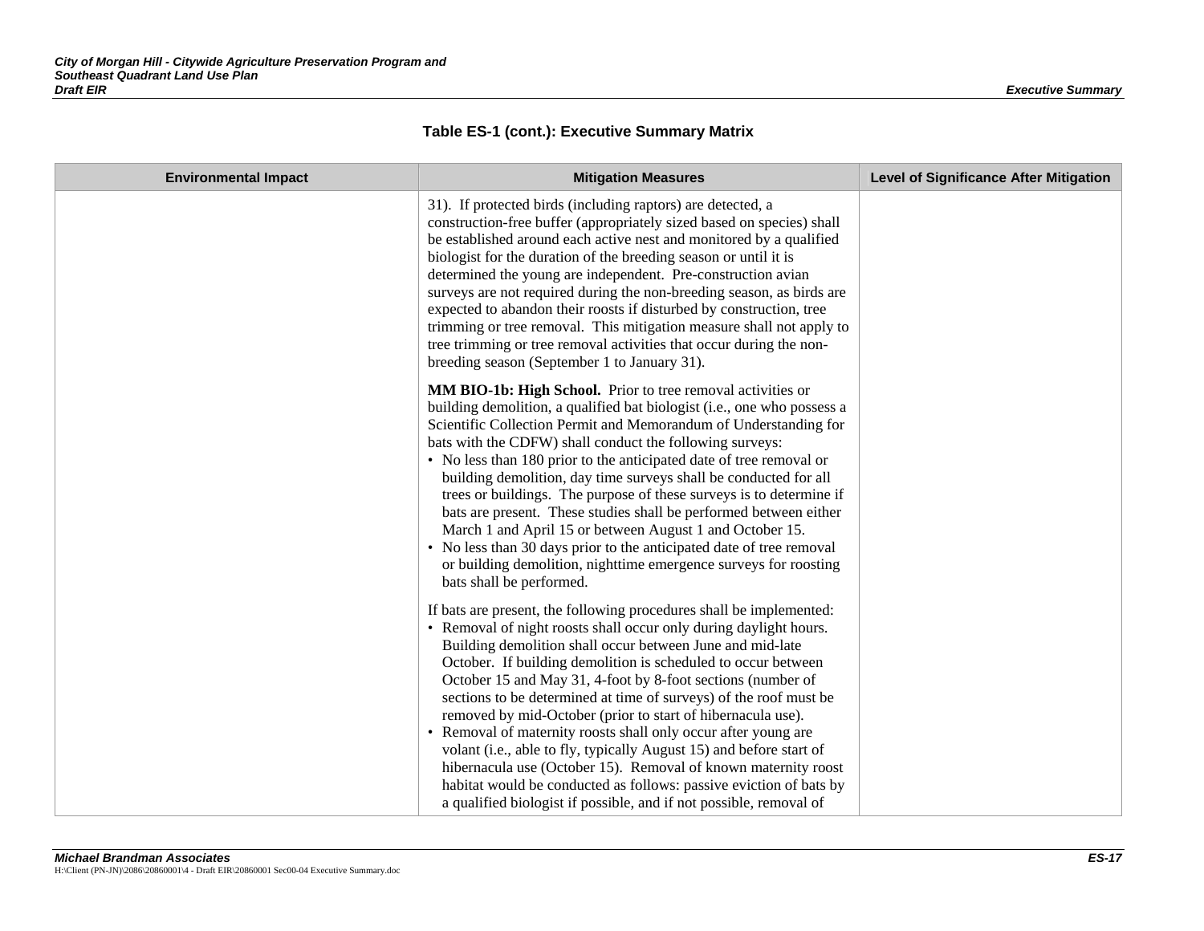**Table ES-1 (cont.): Executive Summary Matrix**

| Environmental Impact | Mitigation Measures | Level of Significance After Mitigation |
|---|---|---|
| | 31). If protected birds (including raptors) are detected, a construction-free buffer (appropriately sized based on species) shall be established around each active nest and monitored by a qualified biologist for the duration of the breeding season or until it is determined the young are independent. Pre-construction avian surveys are not required during the non-breeding season, as birds are expected to abandon their roosts if disturbed by construction, tree trimming or tree removal. This mitigation measure shall not apply to tree trimming or tree removal activities that occur during the non-breeding season (September 1 to January 31).<br><br>**MM BIO-1b: High School.** Prior to tree removal activities or building demolition, a qualified bat biologist (i.e., one who possess a Scientific Collection Permit and Memorandum of Understanding for bats with the CDFW) shall conduct the following surveys:<br>• No less than 180 prior to the anticipated date of tree removal or building demolition, day time surveys shall be conducted for all trees or buildings. The purpose of these surveys is to determine if bats are present. These studies shall be performed between either March 1 and April 15 or between August 1 and October 15.<br>• No less than 30 days prior to the anticipated date of tree removal or building demolition, nighttime emergence surveys for roosting bats shall be performed.<br><br>If bats are present, the following procedures shall be implemented:<br>• Removal of night roosts shall occur only during daylight hours. Building demolition shall occur between June and mid-late October. If building demolition is scheduled to occur between October 15 and May 31, 4-foot by 8-foot sections (number of sections to be determined at time of surveys) of the roof must be removed by mid-October (prior to start of hibernacula use).<br>• Removal of maternity roosts shall only occur after young are volant (i.e., able to fly, typically August 15) and before start of hibernacula use (October 15). Removal of known maternity roost habitat would be conducted as follows: passive eviction of bats by a qualified biologist if possible, and if not possible, removal of | |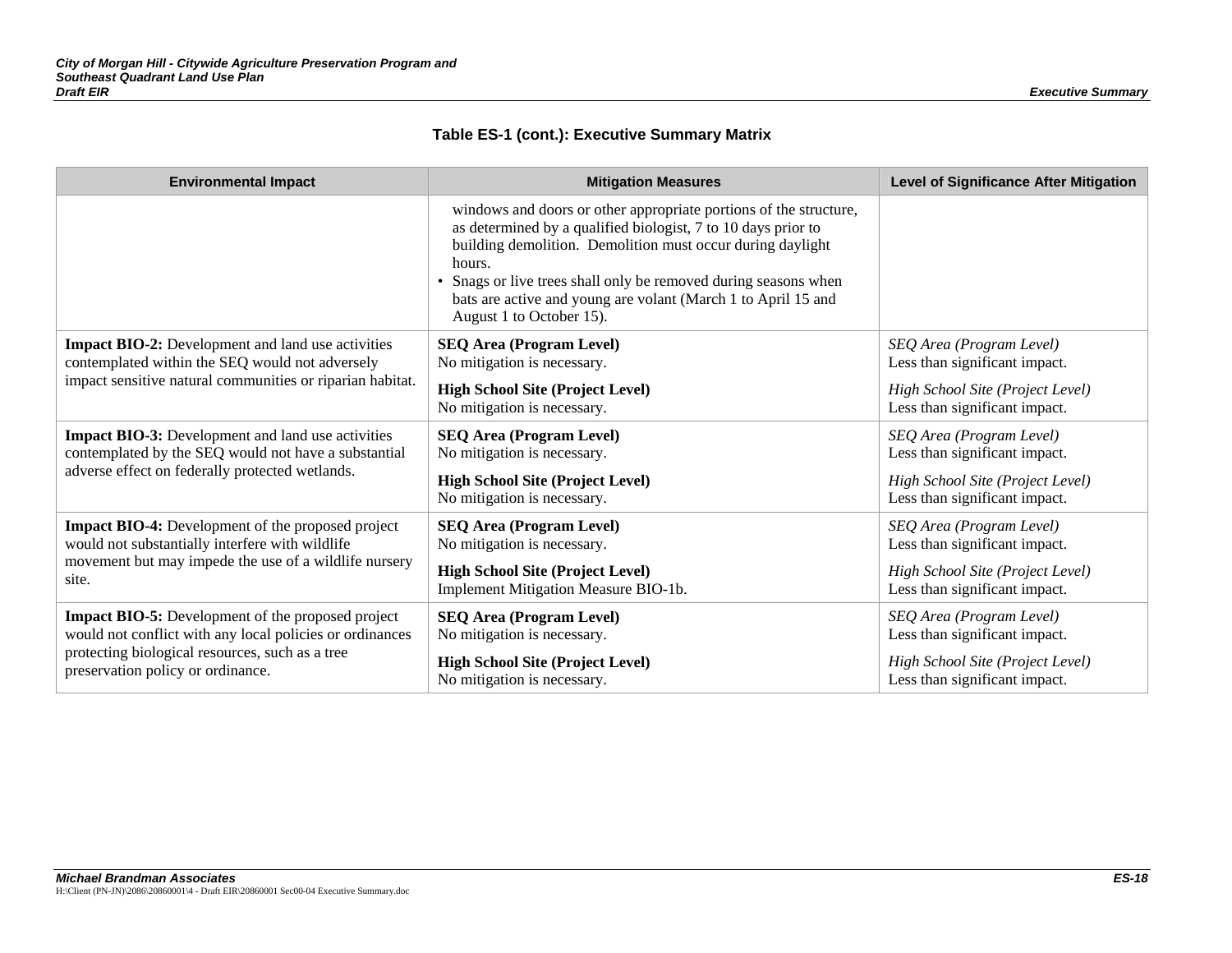**Table ES-1 (cont.): Executive Summary Matrix**

| Environmental Impact | Mitigation Measures | Level of Significance After Mitigation |
|---|---|---|
| | windows and doors or other appropriate portions of the structure, as determined by a qualified biologist, 7 to 10 days prior to building demolition. Demolition must occur during daylight hours.<br>• Snags or live trees shall only be removed during seasons when bats are active and young are volant (March 1 to April 15 and August 1 to October 15). | |
| **Impact BIO-2:** Development and land use activities contemplated within the SEQ would not adversely impact sensitive natural communities or riparian habitat. | **SEQ Area (Program Level)**<br>No mitigation is necessary.<br>**High School Site (Project Level)**<br>No mitigation is necessary. | *SEQ Area (Program Level)*<br>Less than significant impact.<br>*High School Site (Project Level)*<br>Less than significant impact. |
| **Impact BIO-3:** Development and land use activities contemplated by the SEQ would not have a substantial adverse effect on federally protected wetlands. | **SEQ Area (Program Level)**<br>No mitigation is necessary.<br>**High School Site (Project Level)**<br>No mitigation is necessary. | *SEQ Area (Program Level)*<br>Less than significant impact.<br>*High School Site (Project Level)*<br>Less than significant impact. |
| **Impact BIO-4:** Development of the proposed project would not substantially interfere with wildlife movement but may impede the use of a wildlife nursery site. | **SEQ Area (Program Level)**<br>No mitigation is necessary.<br>**High School Site (Project Level)**<br>Implement Mitigation Measure BIO-1b. | *SEQ Area (Program Level)*<br>Less than significant impact.<br>*High School Site (Project Level)*<br>Less than significant impact. |
| **Impact BIO-5:** Development of the proposed project would not conflict with any local policies or ordinances protecting biological resources, such as a tree preservation policy or ordinance. | **SEQ Area (Program Level)**<br>No mitigation is necessary.<br>**High School Site (Project Level)**<br>No mitigation is necessary. | *SEQ Area (Program Level)*<br>Less than significant impact.<br>*High School Site (Project Level)*<br>Less than significant impact. |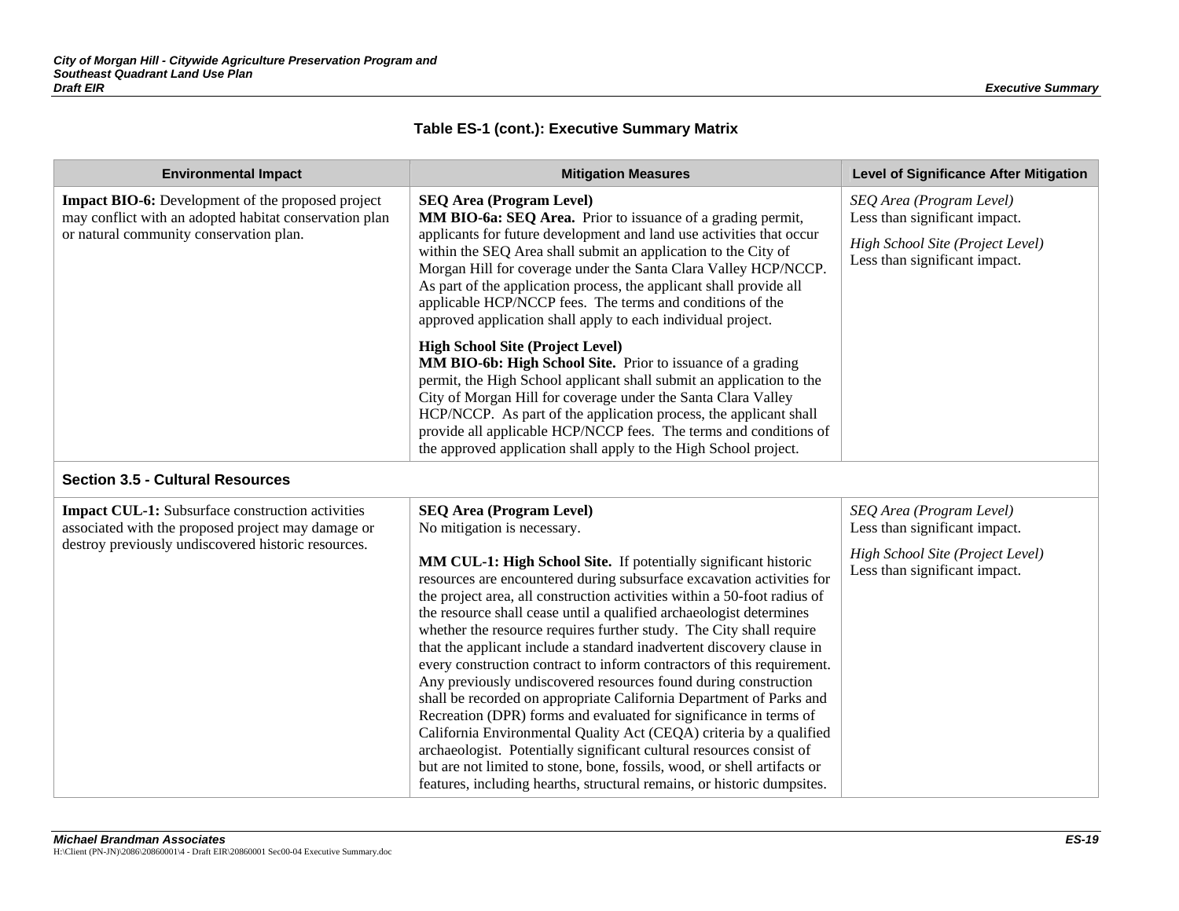**Table ES-1 (cont.): Executive Summary Matrix**

| Environmental Impact | Mitigation Measures | Level of Significance After Mitigation |
|---|---|---|
| **Impact BIO-6:** Development of the proposed project may conflict with an adopted habitat conservation plan or natural community conservation plan. | **SEQ Area (Program Level)**<br>**MM BIO-6a: SEQ Area.** Prior to issuance of a grading permit, applicants for future development and land use activities that occur within the SEQ Area shall submit an application to the City of Morgan Hill for coverage under the Santa Clara Valley HCP/NCCP. As part of the application process, the applicant shall provide all applicable HCP/NCCP fees. The terms and conditions of the approved application shall apply to each individual project.<br><br>**High School Site (Project Level)**<br>**MM BIO-6b: High School Site.** Prior to issuance of a grading permit, the High School applicant shall submit an application to the City of Morgan Hill for coverage under the Santa Clara Valley HCP/NCCP. As part of the application process, the applicant shall provide all applicable HCP/NCCP fees. The terms and conditions of the approved application shall apply to the High School project. | *SEQ Area (Program Level)*<br>Less than significant impact.<br><br>*High School Site (Project Level)*<br>Less than significant impact. |
| **Section 3.5 - Cultural Resources** | | |
| **Impact CUL-1:** Subsurface construction activities associated with the proposed project may damage or destroy previously undiscovered historic resources. | **SEQ Area (Program Level)**<br>No mitigation is necessary.<br><br>**MM CUL-1: High School Site.** If potentially significant historic resources are encountered during subsurface excavation activities for the project area, all construction activities within a 50-foot radius of the resource shall cease until a qualified archaeologist determines whether the resource requires further study. The City shall require that the applicant include a standard inadvertent discovery clause in every construction contract to inform contractors of this requirement. Any previously undiscovered resources found during construction shall be recorded on appropriate California Department of Parks and Recreation (DPR) forms and evaluated for significance in terms of California Environmental Quality Act (CEQA) criteria by a qualified archaeologist. Potentially significant cultural resources consist of but are not limited to stone, bone, fossils, wood, or shell artifacts or features, including hearths, structural remains, or historic dumpsites. | *SEQ Area (Program Level)*<br>Less than significant impact.<br><br>*High School Site (Project Level)*<br>Less than significant impact. |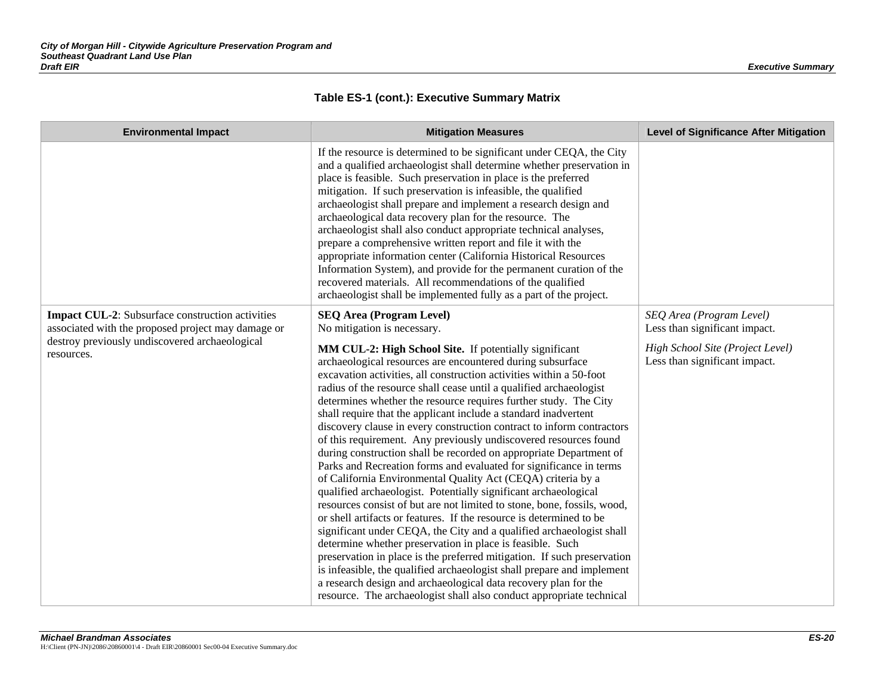**Table ES-1 (cont.): Executive Summary Matrix**

| Environmental Impact | Mitigation Measures | Level of Significance After Mitigation |
|---|---|---|
| | If the resource is determined to be significant under CEQA, the City and a qualified archaeologist shall determine whether preservation in place is feasible. Such preservation in place is the preferred mitigation. If such preservation is infeasible, the qualified archaeologist shall prepare and implement a research design and archaeological data recovery plan for the resource. The archaeologist shall also conduct appropriate technical analyses, prepare a comprehensive written report and file it with the appropriate information center (California Historical Resources Information System), and provide for the permanent curation of the recovered materials. All recommendations of the qualified archaeologist shall be implemented fully as a part of the project. | |
| **Impact CUL-2**: Subsurface construction activities associated with the proposed project may damage or destroy previously undiscovered archaeological resources. | **SEQ Area (Program Level)**<br>No mitigation is necessary.<br><br>**MM CUL-2: High School Site.** If potentially significant archaeological resources are encountered during subsurface excavation activities, all construction activities within a 50-foot radius of the resource shall cease until a qualified archaeologist determines whether the resource requires further study. The City shall require that the applicant include a standard inadvertent discovery clause in every construction contract to inform contractors of this requirement. Any previously undiscovered resources found during construction shall be recorded on appropriate Department of Parks and Recreation forms and evaluated for significance in terms of California Environmental Quality Act (CEQA) criteria by a qualified archaeologist. Potentially significant archaeological resources consist of but are not limited to stone, bone, fossils, wood, or shell artifacts or features. If the resource is determined to be significant under CEQA, the City and a qualified archaeologist shall determine whether preservation in place is feasible. Such preservation in place is the preferred mitigation. If such preservation is infeasible, the qualified archaeologist shall prepare and implement a research design and archaeological data recovery plan for the resource. The archaeologist shall also conduct appropriate technical | *SEQ Area (Program Level)*<br>Less than significant impact.<br><br>*High School Site (Project Level)*<br>Less than significant impact. |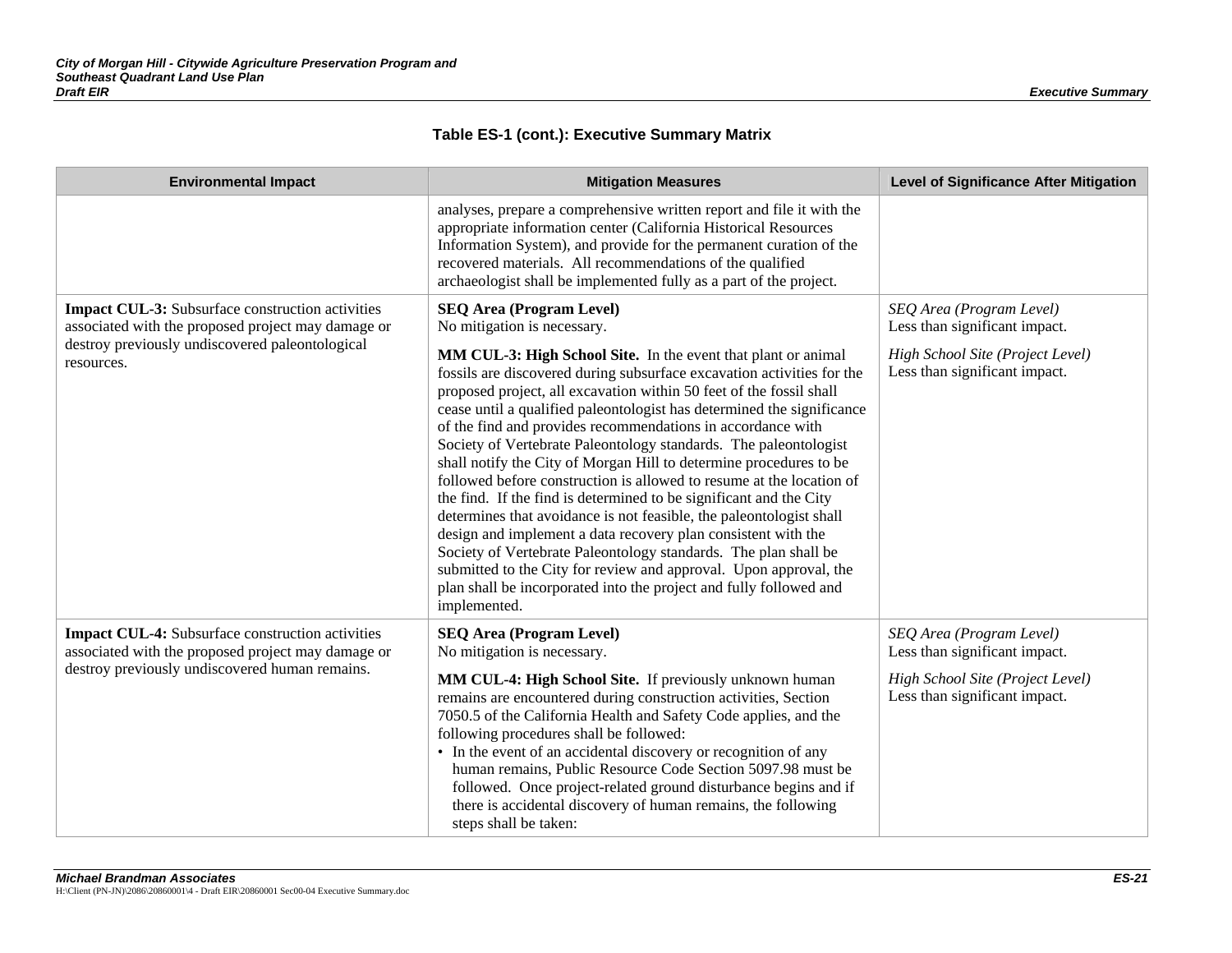**Table ES-1 (cont.): Executive Summary Matrix**

| Environmental Impact | Mitigation Measures | Level of Significance After Mitigation |
|---|---|---|
| | analyses, prepare a comprehensive written report and file it with the appropriate information center (California Historical Resources Information System), and provide for the permanent curation of the recovered materials. All recommendations of the qualified archaeologist shall be implemented fully as a part of the project. | |
| **Impact CUL-3:** Subsurface construction activities associated with the proposed project may damage or destroy previously undiscovered paleontological resources. | **SEQ Area (Program Level)**<br>No mitigation is necessary.<br><br>**MM CUL-3: High School Site.** In the event that plant or animal fossils are discovered during subsurface excavation activities for the proposed project, all excavation within 50 feet of the fossil shall cease until a qualified paleontologist has determined the significance of the find and provides recommendations in accordance with Society of Vertebrate Paleontology standards. The paleontologist shall notify the City of Morgan Hill to determine procedures to be followed before construction is allowed to resume at the location of the find. If the find is determined to be significant and the City determines that avoidance is not feasible, the paleontologist shall design and implement a data recovery plan consistent with the Society of Vertebrate Paleontology standards. The plan shall be submitted to the City for review and approval. Upon approval, the plan shall be incorporated into the project and fully followed and implemented. | *SEQ Area (Program Level)*<br>Less than significant impact.<br><br>*High School Site (Project Level)*<br>Less than significant impact. |
| **Impact CUL-4:** Subsurface construction activities associated with the proposed project may damage or destroy previously undiscovered human remains. | **SEQ Area (Program Level)**<br>No mitigation is necessary.<br><br>**MM CUL-4: High School Site.** If previously unknown human remains are encountered during construction activities, Section 7050.5 of the California Health and Safety Code applies, and the following procedures shall be followed:<br>• In the event of an accidental discovery or recognition of any human remains, Public Resource Code Section 5097.98 must be followed. Once project-related ground disturbance begins and if there is accidental discovery of human remains, the following steps shall be taken: | *SEQ Area (Program Level)*<br>Less than significant impact.<br><br>*High School Site (Project Level)*<br>Less than significant impact. |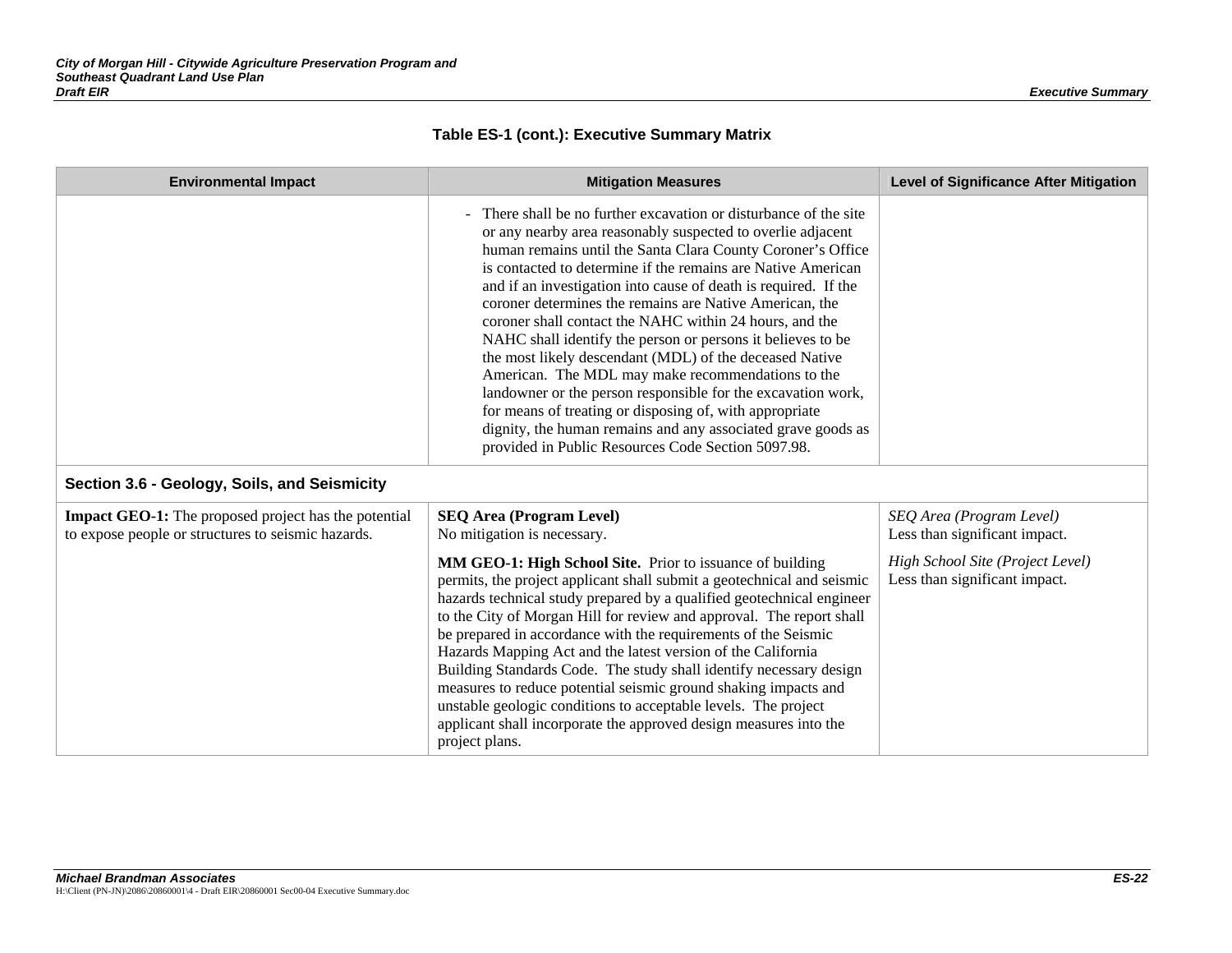**Table ES-1 (cont.): Executive Summary Matrix**

| Environmental Impact | Mitigation Measures | Level of Significance After Mitigation |
|---|---|---|
| | - There shall be no further excavation or disturbance of the site or any nearby area reasonably suspected to overlie adjacent human remains until the Santa Clara County Coroner's Office is contacted to determine if the remains are Native American and if an investigation into cause of death is required. If the coroner determines the remains are Native American, the coroner shall contact the NAHC within 24 hours, and the NAHC shall identify the person or persons it believes to be the most likely descendant (MDL) of the deceased Native American. The MDL may make recommendations to the landowner or the person responsible for the excavation work, for means of treating or disposing of, with appropriate dignity, the human remains and any associated grave goods as provided in Public Resources Code Section 5097.98. | |
| **Section 3.6 - Geology, Soils, and Seismicity** | | |
| **Impact GEO-1:** The proposed project has the potential to expose people or structures to seismic hazards. | **SEQ Area (Program Level)**<br>No mitigation is necessary.<br><br>**MM GEO-1: High School Site.** Prior to issuance of building permits, the project applicant shall submit a geotechnical and seismic hazards technical study prepared by a qualified geotechnical engineer to the City of Morgan Hill for review and approval. The report shall be prepared in accordance with the requirements of the Seismic Hazards Mapping Act and the latest version of the California Building Standards Code. The study shall identify necessary design measures to reduce potential seismic ground shaking impacts and unstable geologic conditions to acceptable levels. The project applicant shall incorporate the approved design measures into the project plans. | *SEQ Area (Program Level)*<br>Less than significant impact.<br><br>*High School Site (Project Level)*<br>Less than significant impact. |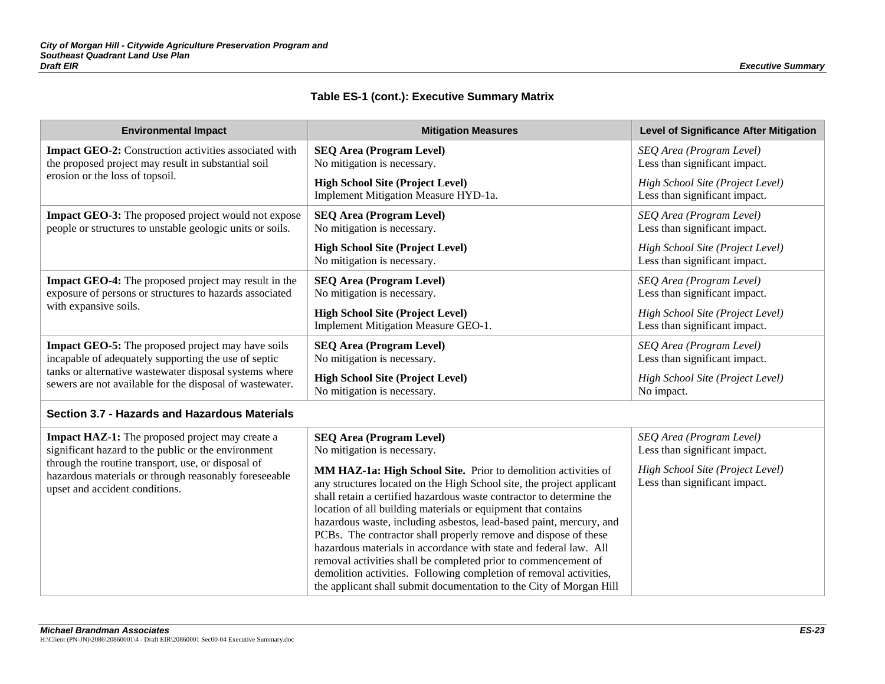**Table ES-1 (cont.): Executive Summary Matrix**

| Environmental Impact | Mitigation Measures | Level of Significance After Mitigation |
|---|---|---|
| **Impact GEO-2:** Construction activities associated with the proposed project may result in substantial soil erosion or the loss of topsoil. | **SEQ Area (Program Level)**<br>No mitigation is necessary.<br><br>**High School Site (Project Level)**<br>Implement Mitigation Measure HYD-1a. | *SEQ Area (Program Level)*<br>Less than significant impact.<br><br>*High School Site (Project Level)*<br>Less than significant impact. |
| **Impact GEO-3:** The proposed project would not expose people or structures to unstable geologic units or soils. | **SEQ Area (Program Level)**<br>No mitigation is necessary.<br><br>**High School Site (Project Level)**<br>No mitigation is necessary. | *SEQ Area (Program Level)*<br>Less than significant impact.<br><br>*High School Site (Project Level)*<br>Less than significant impact. |
| **Impact GEO-4:** The proposed project may result in the exposure of persons or structures to hazards associated with expansive soils. | **SEQ Area (Program Level)**<br>No mitigation is necessary.<br><br>**High School Site (Project Level)**<br>Implement Mitigation Measure GEO-1. | *SEQ Area (Program Level)*<br>Less than significant impact.<br><br>*High School Site (Project Level)*<br>Less than significant impact. |
| **Impact GEO-5:** The proposed project may have soils incapable of adequately supporting the use of septic tanks or alternative wastewater disposal systems where sewers are not available for the disposal of wastewater. | **SEQ Area (Program Level)**<br>No mitigation is necessary.<br><br>**High School Site (Project Level)**<br>No mitigation is necessary. | *SEQ Area (Program Level)*<br>Less than significant impact.<br><br>*High School Site (Project Level)*<br>No impact. |
| **Section 3.7 - Hazards and Hazardous Materials** | | |
| **Impact HAZ-1:** The proposed project may create a significant hazard to the public or the environment through the routine transport, use, or disposal of hazardous materials or through reasonably foreseeable upset and accident conditions. | **SEQ Area (Program Level)**<br>No mitigation is necessary.<br><br>**MM HAZ-1a: High School Site.** Prior to demolition activities of any structures located on the High School site, the project applicant shall retain a certified hazardous waste contractor to determine the location of all building materials or equipment that contains hazardous waste, including asbestos, lead-based paint, mercury, and PCBs. The contractor shall properly remove and dispose of these hazardous materials in accordance with state and federal law. All removal activities shall be completed prior to commencement of demolition activities. Following completion of removal activities, the applicant shall submit documentation to the City of Morgan Hill | *SEQ Area (Program Level)*<br>Less than significant impact.<br><br>*High School Site (Project Level)*<br>Less than significant impact. |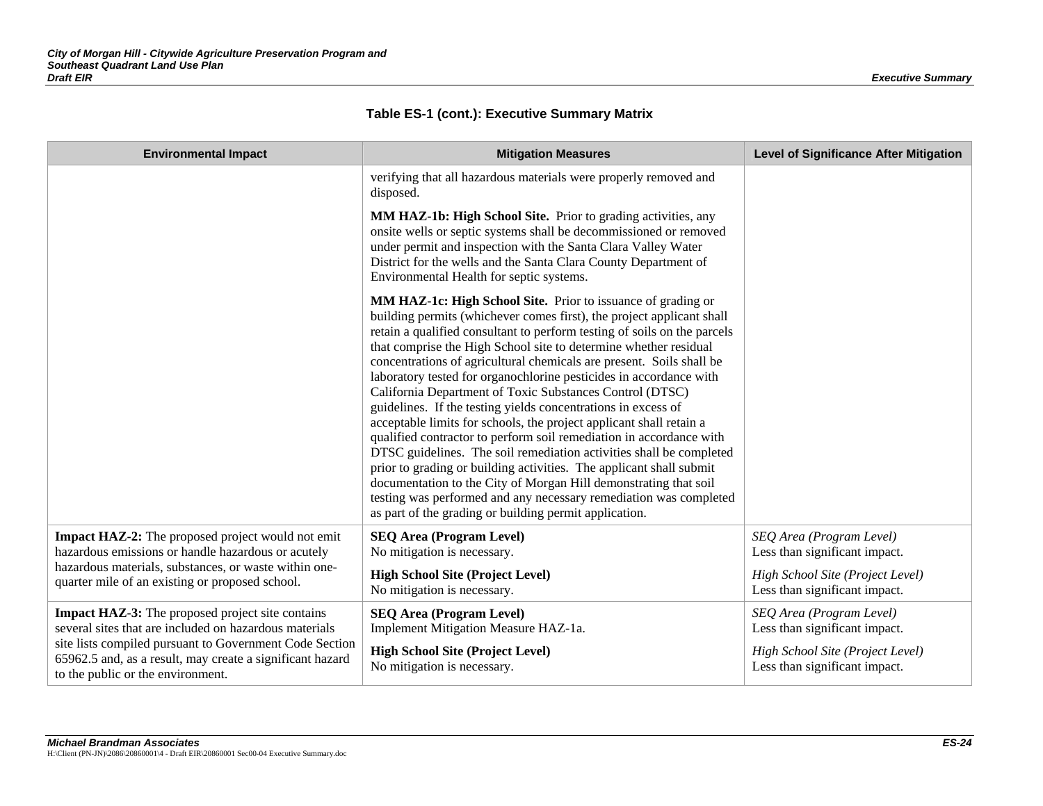**Table ES-1 (cont.): Executive Summary Matrix**

| Environmental Impact | Mitigation Measures | Level of Significance After Mitigation |
|---|---|---|
| | verifying that all hazardous materials were properly removed and disposed.<br><br>**MM HAZ-1b: High School Site.** Prior to grading activities, any onsite wells or septic systems shall be decommissioned or removed under permit and inspection with the Santa Clara Valley Water District for the wells and the Santa Clara County Department of Environmental Health for septic systems.<br><br>**MM HAZ-1c: High School Site.** Prior to issuance of grading or building permits (whichever comes first), the project applicant shall retain a qualified consultant to perform testing of soils on the parcels that comprise the High School site to determine whether residual concentrations of agricultural chemicals are present. Soils shall be laboratory tested for organochlorine pesticides in accordance with California Department of Toxic Substances Control (DTSC) guidelines. If the testing yields concentrations in excess of acceptable limits for schools, the project applicant shall retain a qualified contractor to perform soil remediation in accordance with DTSC guidelines. The soil remediation activities shall be completed prior to grading or building activities. The applicant shall submit documentation to the City of Morgan Hill demonstrating that soil testing was performed and any necessary remediation was completed as part of the grading or building permit application. | |
| **Impact HAZ-2:** The proposed project would not emit hazardous emissions or handle hazardous or acutely hazardous materials, substances, or waste within one-quarter mile of an existing or proposed school. | **SEQ Area (Program Level)**<br>No mitigation is necessary.<br><br>**High School Site (Project Level)**<br>No mitigation is necessary. | *SEQ Area (Program Level)*<br>Less than significant impact.<br><br>*High School Site (Project Level)*<br>Less than significant impact. |
| **Impact HAZ-3:** The proposed project site contains several sites that are included on hazardous materials site lists compiled pursuant to Government Code Section 65962.5 and, as a result, may create a significant hazard to the public or the environment. | **SEQ Area (Program Level)**<br>Implement Mitigation Measure HAZ-1a.<br><br>**High School Site (Project Level)**<br>No mitigation is necessary. | *SEQ Area (Program Level)*<br>Less than significant impact.<br><br>*High School Site (Project Level)*<br>Less than significant impact. |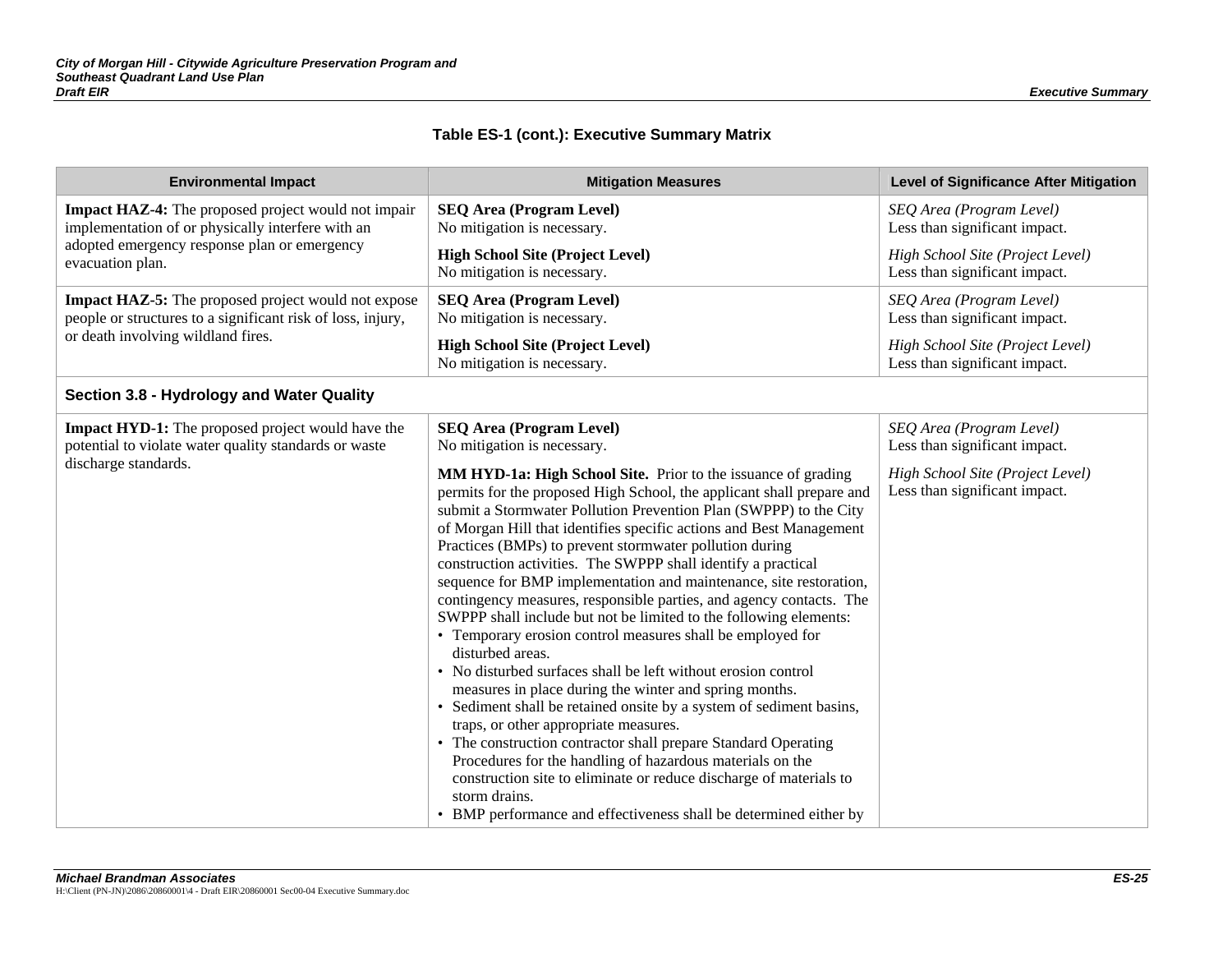**Table ES-1 (cont.): Executive Summary Matrix**

| Environmental Impact | Mitigation Measures | Level of Significance After Mitigation |
| --- | --- | --- |
| **Impact HAZ-4:** The proposed project would not impair implementation of or physically interfere with an adopted emergency response plan or emergency evacuation plan. | **SEQ Area (Program Level)**<br>No mitigation is necessary.<br><br>**High School Site (Project Level)**<br>No mitigation is necessary. | *SEQ Area (Program Level)*<br>Less than significant impact.<br><br>*High School Site (Project Level)*<br>Less than significant impact. |
| **Impact HAZ-5:** The proposed project would not expose people or structures to a significant risk of loss, injury, or death involving wildland fires. | **SEQ Area (Program Level)**<br>No mitigation is necessary.<br><br>**High School Site (Project Level)**<br>No mitigation is necessary. | *SEQ Area (Program Level)*<br>Less than significant impact.<br><br>*High School Site (Project Level)*<br>Less than significant impact. |
| **Section 3.8 - Hydrology and Water Quality** | | |
| **Impact HYD-1:** The proposed project would have the potential to violate water quality standards or waste discharge standards. | **SEQ Area (Program Level)**<br>No mitigation is necessary.<br><br>**MM HYD-1a: High School Site.** Prior to the issuance of grading permits for the proposed High School, the applicant shall prepare and submit a Stormwater Pollution Prevention Plan (SWPPP) to the City of Morgan Hill that identifies specific actions and Best Management Practices (BMPs) to prevent stormwater pollution during construction activities. The SWPPP shall identify a practical sequence for BMP implementation and maintenance, site restoration, contingency measures, responsible parties, and agency contacts. The SWPPP shall include but not be limited to the following elements:<br>• Temporary erosion control measures shall be employed for disturbed areas.<br>• No disturbed surfaces shall be left without erosion control measures in place during the winter and spring months.<br>• Sediment shall be retained onsite by a system of sediment basins, traps, or other appropriate measures.<br>• The construction contractor shall prepare Standard Operating Procedures for the handling of hazardous materials on the construction site to eliminate or reduce discharge of materials to storm drains.<br>• BMP performance and effectiveness shall be determined either by | *SEQ Area (Program Level)*<br>Less than significant impact.<br><br>*High School Site (Project Level)*<br>Less than significant impact. |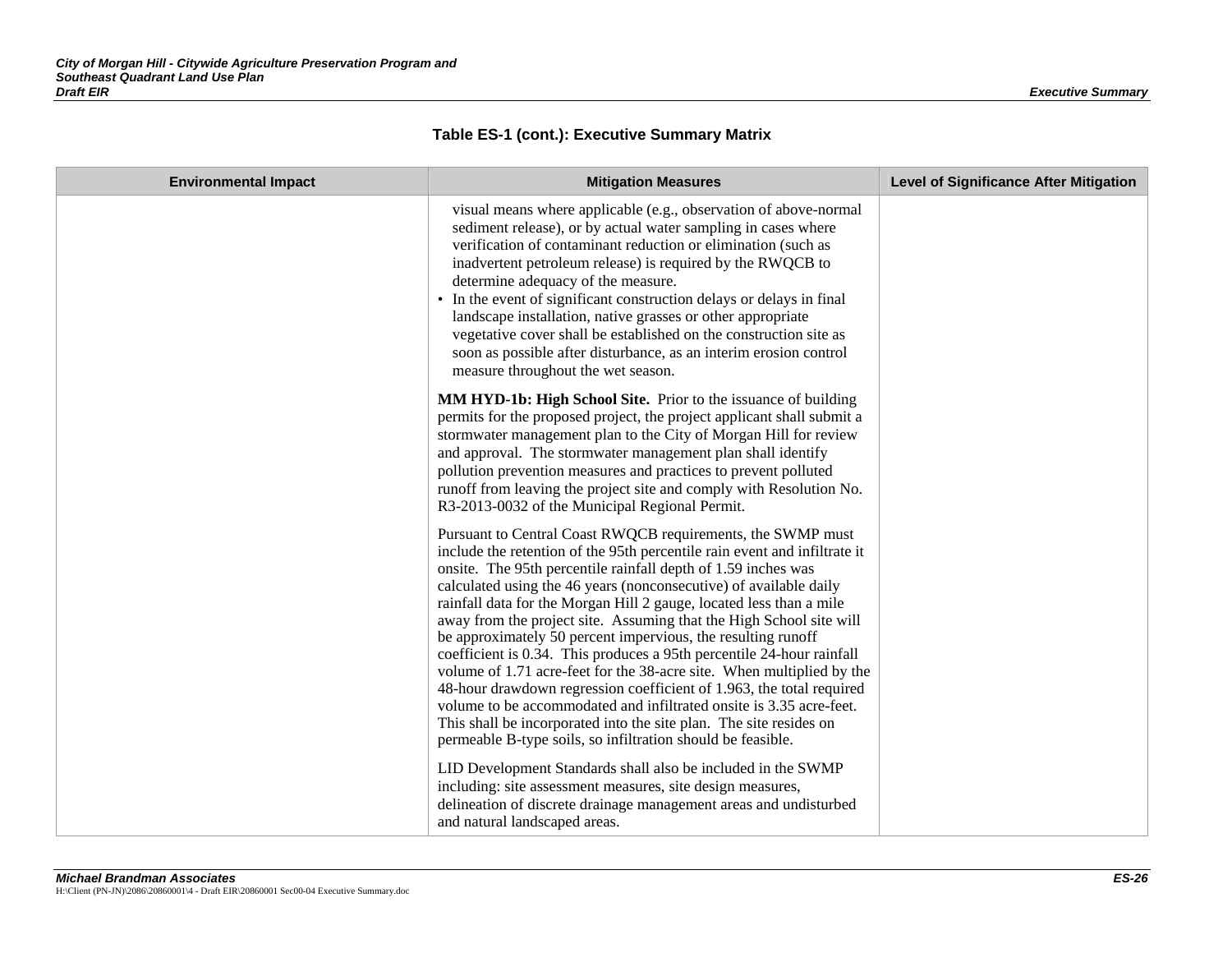**Table ES-1 (cont.): Executive Summary Matrix**

| Environmental Impact | Mitigation Measures | Level of Significance After Mitigation |
|---|---|---|
| | visual means where applicable (e.g., observation of above-normal sediment release), or by actual water sampling in cases where verification of contaminant reduction or elimination (such as inadvertent petroleum release) is required by the RWQCB to determine adequacy of the measure.<br>• In the event of significant construction delays or delays in final landscape installation, native grasses or other appropriate vegetative cover shall be established on the construction site as soon as possible after disturbance, as an interim erosion control measure throughout the wet season.<br><br>**MM HYD-1b: High School Site.** Prior to the issuance of building permits for the proposed project, the project applicant shall submit a stormwater management plan to the City of Morgan Hill for review and approval. The stormwater management plan shall identify pollution prevention measures and practices to prevent polluted runoff from leaving the project site and comply with Resolution No. R3-2013-0032 of the Municipal Regional Permit.<br><br>Pursuant to Central Coast RWQCB requirements, the SWMP must include the retention of the 95th percentile rain event and infiltrate it onsite. The 95th percentile rainfall depth of 1.59 inches was calculated using the 46 years (nonconsecutive) of available daily rainfall data for the Morgan Hill 2 gauge, located less than a mile away from the project site. Assuming that the High School site will be approximately 50 percent impervious, the resulting runoff coefficient is 0.34. This produces a 95th percentile 24-hour rainfall volume of 1.71 acre-feet for the 38-acre site. When multiplied by the 48-hour drawdown regression coefficient of 1.963, the total required volume to be accommodated and infiltrated onsite is 3.35 acre-feet. This shall be incorporated into the site plan. The site resides on permeable B-type soils, so infiltration should be feasible.<br><br>LID Development Standards shall also be included in the SWMP including: site assessment measures, site design measures, delineation of discrete drainage management areas and undisturbed and natural landscaped areas. | |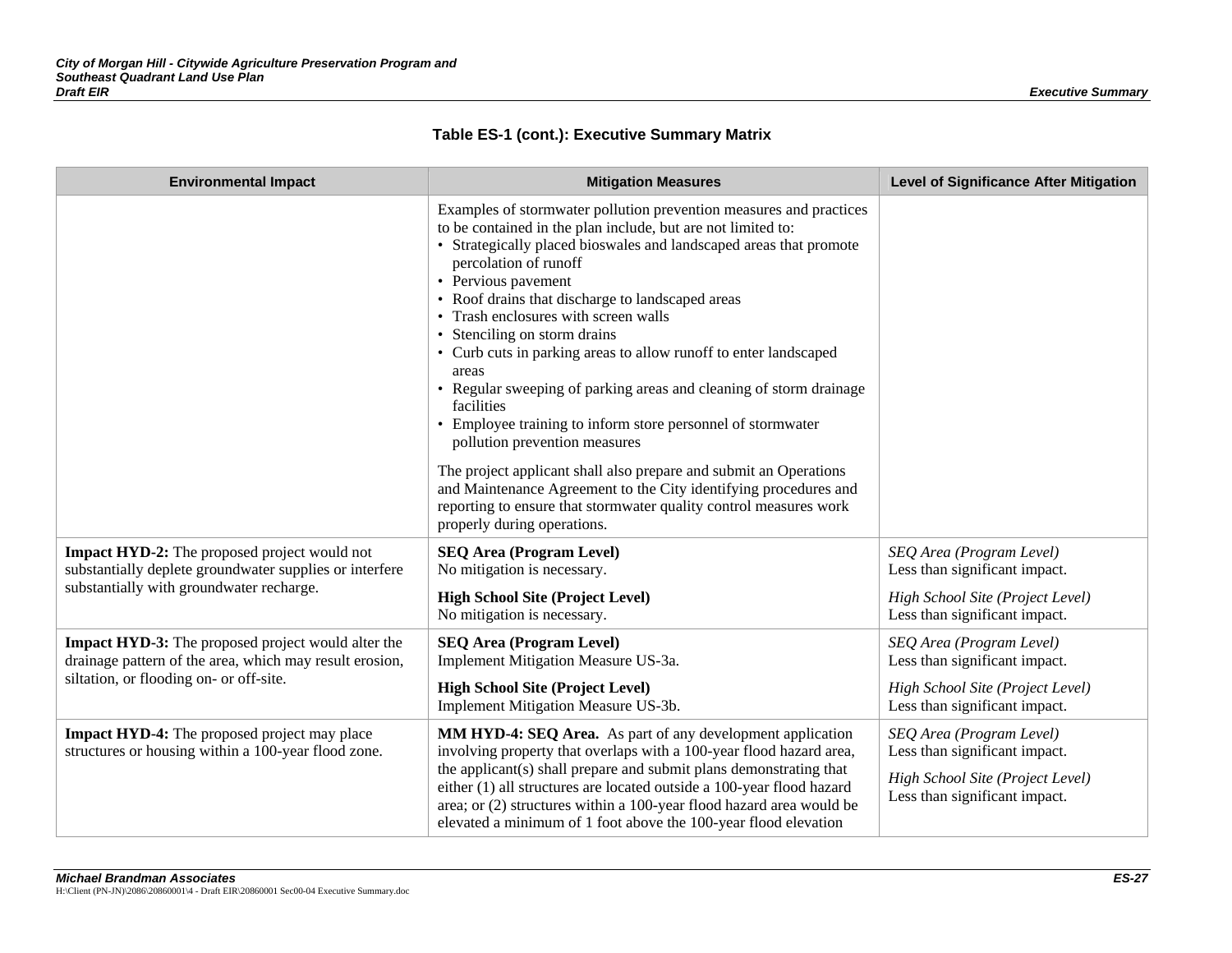**Table ES-1 (cont.): Executive Summary Matrix**

| Environmental Impact | Mitigation Measures | Level of Significance After Mitigation |
|---|---|---|
| | Examples of stormwater pollution prevention measures and practices to be contained in the plan include, but are not limited to:<br>• Strategically placed bioswales and landscaped areas that promote percolation of runoff<br>• Pervious pavement<br>• Roof drains that discharge to landscaped areas<br>• Trash enclosures with screen walls<br>• Stenciling on storm drains<br>• Curb cuts in parking areas to allow runoff to enter landscaped areas<br>• Regular sweeping of parking areas and cleaning of storm drainage facilities<br>• Employee training to inform store personnel of stormwater pollution prevention measures<br><br>The project applicant shall also prepare and submit an Operations and Maintenance Agreement to the City identifying procedures and reporting to ensure that stormwater quality control measures work properly during operations. | |
| **Impact HYD-2:** The proposed project would not substantially deplete groundwater supplies or interfere substantially with groundwater recharge. | **SEQ Area (Program Level)**<br>No mitigation is necessary.<br><br>**High School Site (Project Level)**<br>No mitigation is necessary. | *SEQ Area (Program Level)*<br>Less than significant impact.<br><br>*High School Site (Project Level)*<br>Less than significant impact. |
| **Impact HYD-3:** The proposed project would alter the drainage pattern of the area, which may result erosion, siltation, or flooding on- or off-site. | **SEQ Area (Program Level)**<br>Implement Mitigation Measure US-3a.<br><br>**High School Site (Project Level)**<br>Implement Mitigation Measure US-3b. | *SEQ Area (Program Level)*<br>Less than significant impact.<br><br>*High School Site (Project Level)*<br>Less than significant impact. |
| **Impact HYD-4:** The proposed project may place structures or housing within a 100-year flood zone. | **MM HYD-4: SEQ Area.** As part of any development application involving property that overlaps with a 100-year flood hazard area, the applicant(s) shall prepare and submit plans demonstrating that either (1) all structures are located outside a 100-year flood hazard area; or (2) structures within a 100-year flood hazard area would be elevated a minimum of 1 foot above the 100-year flood elevation | *SEQ Area (Program Level)*<br>Less than significant impact.<br><br>*High School Site (Project Level)*<br>Less than significant impact. |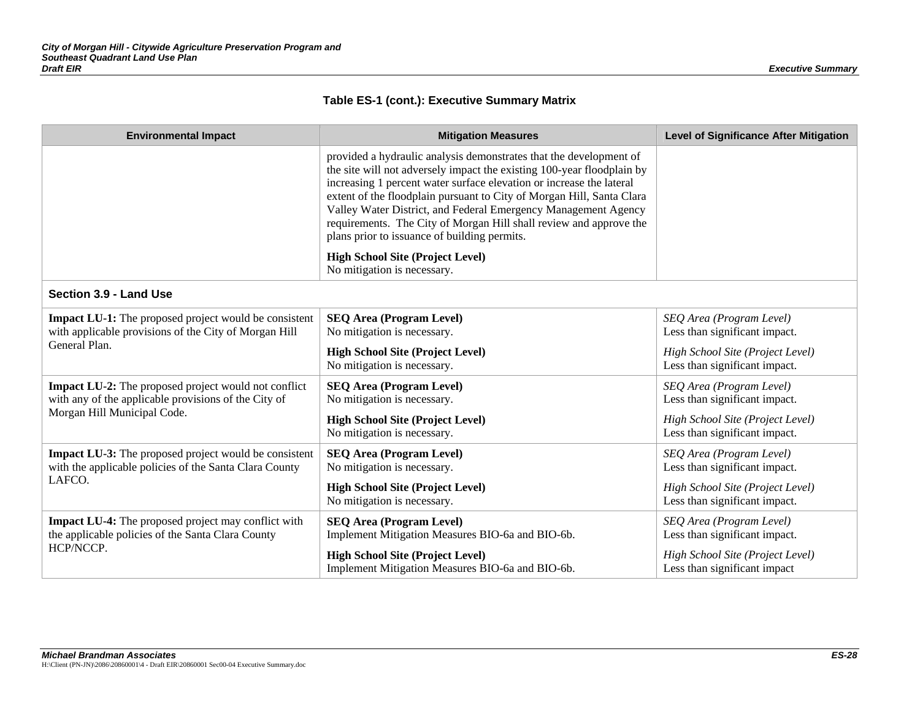**Table ES-1 (cont.): Executive Summary Matrix**

| Environmental Impact | Mitigation Measures | Level of Significance After Mitigation |
|---|---|---|
| | provided a hydraulic analysis demonstrates that the development of the site will not adversely impact the existing 100-year floodplain by increasing 1 percent water surface elevation or increase the lateral extent of the floodplain pursuant to City of Morgan Hill, Santa Clara Valley Water District, and Federal Emergency Management Agency requirements. The City of Morgan Hill shall review and approve the plans prior to issuance of building permits.<br><br>**High School Site (Project Level)**<br>No mitigation is necessary. | |
| **Section 3.9 - Land Use** | | |
| **Impact LU-1:** The proposed project would be consistent with applicable provisions of the City of Morgan Hill General Plan. | **SEQ Area (Program Level)**<br>No mitigation is necessary.<br><br>**High School Site (Project Level)**<br>No mitigation is necessary. | *SEQ Area (Program Level)*<br>Less than significant impact.<br><br>*High School Site (Project Level)*<br>Less than significant impact. |
| **Impact LU-2:** The proposed project would not conflict with any of the applicable provisions of the City of Morgan Hill Municipal Code. | **SEQ Area (Program Level)**<br>No mitigation is necessary.<br><br>**High School Site (Project Level)**<br>No mitigation is necessary. | *SEQ Area (Program Level)*<br>Less than significant impact.<br><br>*High School Site (Project Level)*<br>Less than significant impact. |
| **Impact LU-3:** The proposed project would be consistent with the applicable policies of the Santa Clara County LAFCO. | **SEQ Area (Program Level)**<br>No mitigation is necessary.<br><br>**High School Site (Project Level)**<br>No mitigation is necessary. | *SEQ Area (Program Level)*<br>Less than significant impact.<br><br>*High School Site (Project Level)*<br>Less than significant impact. |
| **Impact LU-4:** The proposed project may conflict with the applicable policies of the Santa Clara County HCP/NCCP. | **SEQ Area (Program Level)**<br>Implement Mitigation Measures BIO-6a and BIO-6b.<br><br>**High School Site (Project Level)**<br>Implement Mitigation Measures BIO-6a and BIO-6b. | *SEQ Area (Program Level)*<br>Less than significant impact.<br><br>*High School Site (Project Level)*<br>Less than significant impact |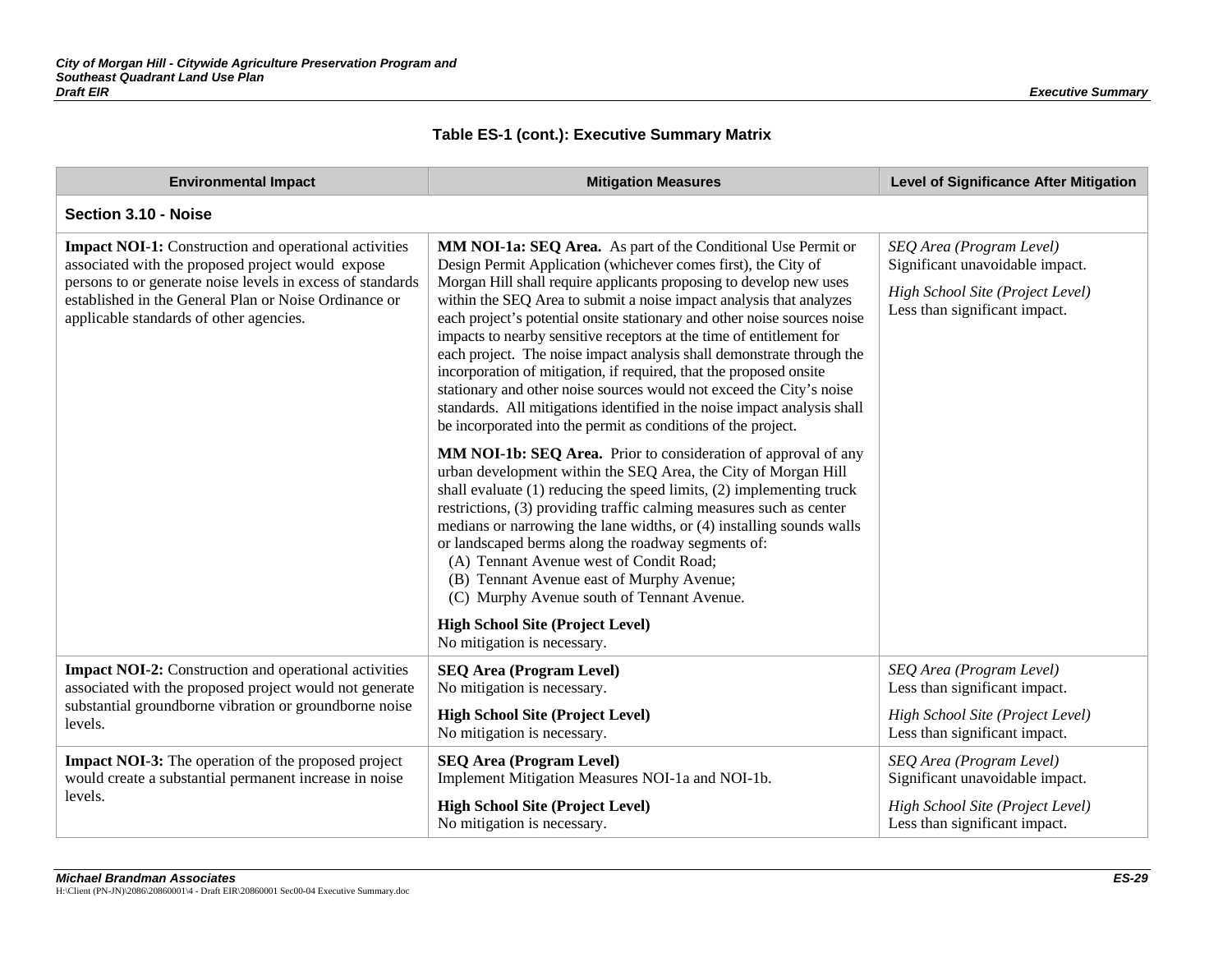**Table ES-1 (cont.): Executive Summary Matrix**

| Environmental Impact | Mitigation Measures | Level of Significance After Mitigation |
|---|---|---|
| **Section 3.10 - Noise** | | |
| **Impact NOI-1:** Construction and operational activities associated with the proposed project would expose persons to or generate noise levels in excess of standards established in the General Plan or Noise Ordinance or applicable standards of other agencies. | **MM NOI-1a: SEQ Area.** As part of the Conditional Use Permit or Design Permit Application (whichever comes first), the City of Morgan Hill shall require applicants proposing to develop new uses within the SEQ Area to submit a noise impact analysis that analyzes each project's potential onsite stationary and other noise sources noise impacts to nearby sensitive receptors at the time of entitlement for each project. The noise impact analysis shall demonstrate through the incorporation of mitigation, if required, that the proposed onsite stationary and other noise sources would not exceed the City's noise standards. All mitigations identified in the noise impact analysis shall be incorporated into the permit as conditions of the project.<br><br>**MM NOI-1b: SEQ Area.** Prior to consideration of approval of any urban development within the SEQ Area, the City of Morgan Hill shall evaluate (1) reducing the speed limits, (2) implementing truck restrictions, (3) providing traffic calming measures such as center medians or narrowing the lane widths, or (4) installing sounds walls or landscaped berms along the roadway segments of:<br>(A) Tennant Avenue west of Condit Road;<br>(B) Tennant Avenue east of Murphy Avenue;<br>(C) Murphy Avenue south of Tennant Avenue.<br><br>**High School Site (Project Level)**<br>No mitigation is necessary. | *SEQ Area (Program Level)*<br>Significant unavoidable impact.<br><br>*High School Site (Project Level)*<br>Less than significant impact. |
| **Impact NOI-2:** Construction and operational activities associated with the proposed project would not generate substantial groundborne vibration or groundborne noise levels. | **SEQ Area (Program Level)**<br>No mitigation is necessary.<br><br>**High School Site (Project Level)**<br>No mitigation is necessary. | *SEQ Area (Program Level)*<br>Less than significant impact.<br><br>*High School Site (Project Level)*<br>Less than significant impact. |
| **Impact NOI-3:** The operation of the proposed project would create a substantial permanent increase in noise levels. | **SEQ Area (Program Level)**<br>Implement Mitigation Measures NOI-1a and NOI-1b.<br><br>**High School Site (Project Level)**<br>No mitigation is necessary. | *SEQ Area (Program Level)*<br>Significant unavoidable impact.<br><br>*High School Site (Project Level)*<br>Less than significant impact. |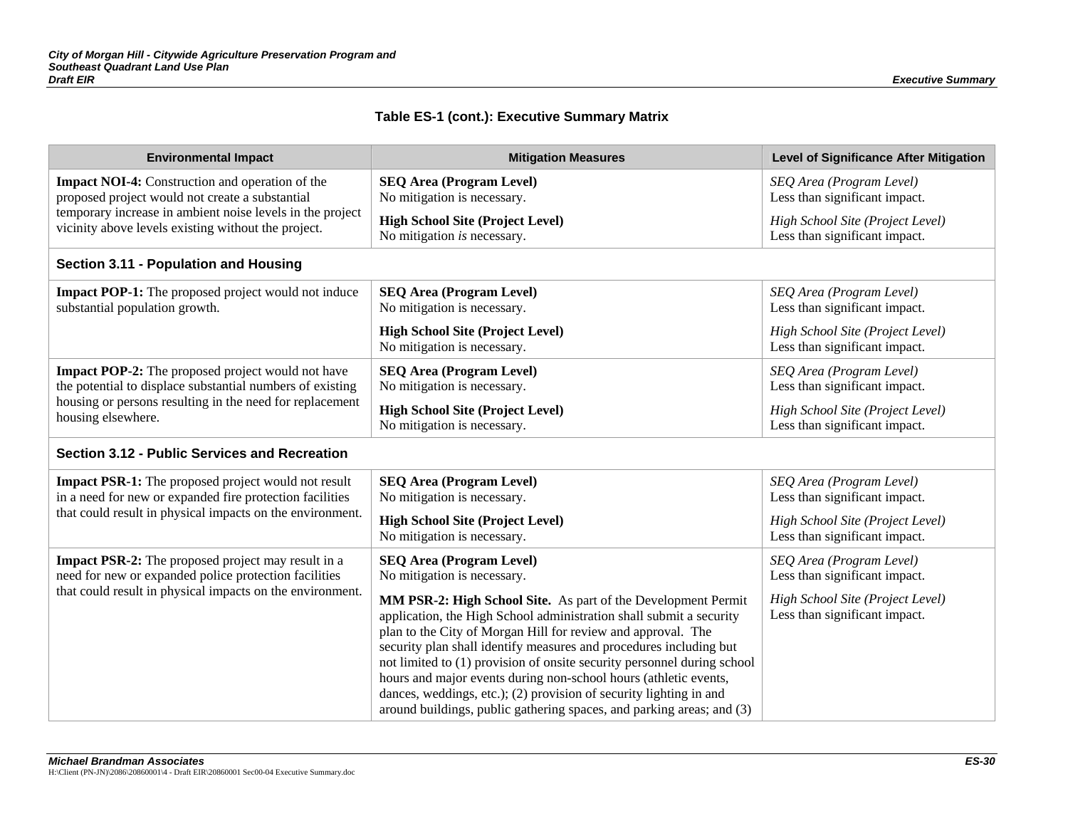### Table ES-1 (cont.): Executive Summary Matrix

| Environmental Impact | Mitigation Measures | Level of Significance After Mitigation |
|---|---|---|
| **Impact NOI-4:** Construction and operation of the proposed project would not create a substantial temporary increase in ambient noise levels in the project vicinity above levels existing without the project. | **SEQ Area (Program Level)**<br>No mitigation is necessary.<br><br>**High School Site (Project Level)**<br>No mitigation *is* necessary. | *SEQ Area (Program Level)*<br>Less than significant impact.<br><br>*High School Site (Project Level)*<br>Less than significant impact. |
| **Section 3.11 - Population and Housing** | | |
| **Impact POP-1:** The proposed project would not induce substantial population growth. | **SEQ Area (Program Level)**<br>No mitigation is necessary.<br><br>**High School Site (Project Level)**<br>No mitigation is necessary. | *SEQ Area (Program Level)*<br>Less than significant impact.<br><br>*High School Site (Project Level)*<br>Less than significant impact. |
| **Impact POP-2:** The proposed project would not have the potential to displace substantial numbers of existing housing or persons resulting in the need for replacement housing elsewhere. | **SEQ Area (Program Level)**<br>No mitigation is necessary.<br><br>**High School Site (Project Level)**<br>No mitigation is necessary. | *SEQ Area (Program Level)*<br>Less than significant impact.<br><br>*High School Site (Project Level)*<br>Less than significant impact. |
| **Section 3.12 - Public Services and Recreation** | | |
| **Impact PSR-1:** The proposed project would not result in a need for new or expanded fire protection facilities that could result in physical impacts on the environment. | **SEQ Area (Program Level)**<br>No mitigation is necessary.<br><br>**High School Site (Project Level)**<br>No mitigation is necessary. | *SEQ Area (Program Level)*<br>Less than significant impact.<br><br>*High School Site (Project Level)*<br>Less than significant impact. |
| **Impact PSR-2:** The proposed project may result in a need for new or expanded police protection facilities that could result in physical impacts on the environment. | **SEQ Area (Program Level)**<br>No mitigation is necessary.<br><br>**MM PSR-2: High School Site.** As part of the Development Permit application, the High School administration shall submit a security plan to the City of Morgan Hill for review and approval. The security plan shall identify measures and procedures including but not limited to (1) provision of onsite security personnel during school hours and major events during non-school hours (athletic events, dances, weddings, etc.); (2) provision of security lighting in and around buildings, public gathering spaces, and parking areas; and (3) | *SEQ Area (Program Level)*<br>Less than significant impact.<br><br>*High School Site (Project Level)*<br>Less than significant impact. |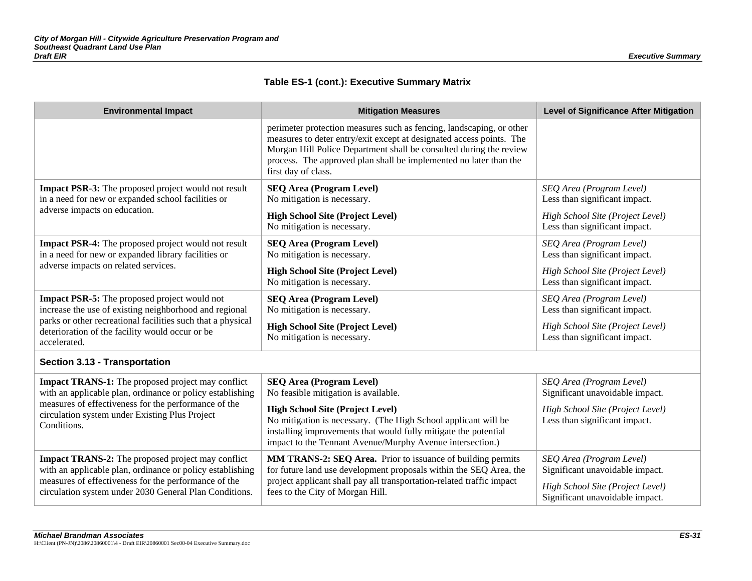**Table ES-1 (cont.): Executive Summary Matrix**

| Environmental Impact | Mitigation Measures | Level of Significance After Mitigation |
|---|---|---|
| | perimeter protection measures such as fencing, landscaping, or other measures to deter entry/exit except at designated access points. The Morgan Hill Police Department shall be consulted during the review process. The approved plan shall be implemented no later than the first day of class. | |
| **Impact PSR-3:** The proposed project would not result in a need for new or expanded school facilities or adverse impacts on education. | **SEQ Area (Program Level)**<br>No mitigation is necessary.<br><br>**High School Site (Project Level)**<br>No mitigation is necessary. | *SEQ Area (Program Level)*<br>Less than significant impact.<br><br>*High School Site (Project Level)*<br>Less than significant impact. |
| **Impact PSR-4:** The proposed project would not result in a need for new or expanded library facilities or adverse impacts on related services. | **SEQ Area (Program Level)**<br>No mitigation is necessary.<br><br>**High School Site (Project Level)**<br>No mitigation is necessary. | *SEQ Area (Program Level)*<br>Less than significant impact.<br><br>*High School Site (Project Level)*<br>Less than significant impact. |
| **Impact PSR-5:** The proposed project would not increase the use of existing neighborhood and regional parks or other recreational facilities such that a physical deterioration of the facility would occur or be accelerated. | **SEQ Area (Program Level)**<br>No mitigation is necessary.<br><br>**High School Site (Project Level)**<br>No mitigation is necessary. | *SEQ Area (Program Level)*<br>Less than significant impact.<br><br>*High School Site (Project Level)*<br>Less than significant impact. |
| **Section 3.13 - Transportation** | | |
| **Impact TRANS-1:** The proposed project may conflict with an applicable plan, ordinance or policy establishing measures of effectiveness for the performance of the circulation system under Existing Plus Project Conditions. | **SEQ Area (Program Level)**<br>No feasible mitigation is available.<br><br>**High School Site (Project Level)**<br>No mitigation is necessary. (The High School applicant will be installing improvements that would fully mitigate the potential impact to the Tennant Avenue/Murphy Avenue intersection.) | *SEQ Area (Program Level)*<br>Significant unavoidable impact.<br><br>*High School Site (Project Level)*<br>Less than significant impact. |
| **Impact TRANS-2:** The proposed project may conflict with an applicable plan, ordinance or policy establishing measures of effectiveness for the performance of the circulation system under 2030 General Plan Conditions. | **MM TRANS-2: SEQ Area.** Prior to issuance of building permits for future land use development proposals within the SEQ Area, the project applicant shall pay all transportation-related traffic impact fees to the City of Morgan Hill. | *SEQ Area (Program Level)*<br>Significant unavoidable impact.<br><br>*High School Site (Project Level)*<br>Significant unavoidable impact. |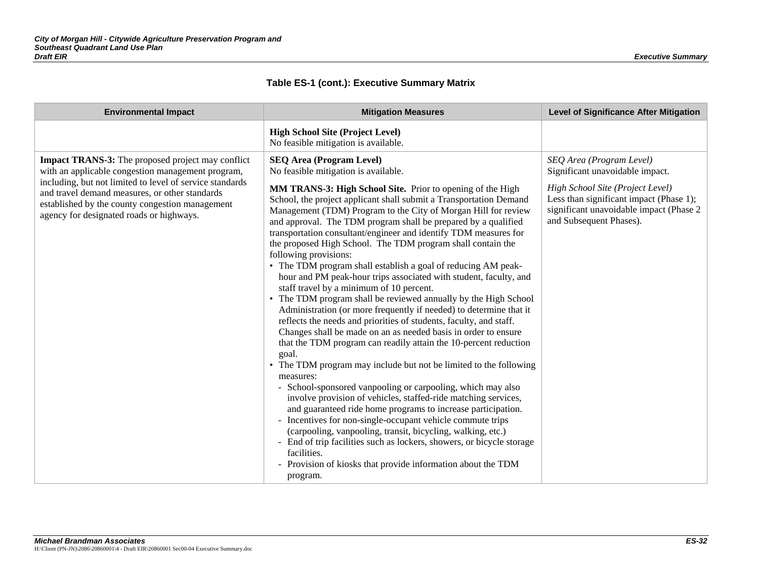**Table ES-1 (cont.): Executive Summary Matrix**

| Environmental Impact | Mitigation Measures | Level of Significance After Mitigation |
|---|---|---|
| | **High School Site (Project Level)**<br>No feasible mitigation is available. | |
| **Impact TRANS-3:** The proposed project may conflict with an applicable congestion management program, including, but not limited to level of service standards and travel demand measures, or other standards established by the county congestion management agency for designated roads or highways. | **SEQ Area (Program Level)**<br>No feasible mitigation is available.<br><br>**MM TRANS-3: High School Site.** Prior to opening of the High School, the project applicant shall submit a Transportation Demand Management (TDM) Program to the City of Morgan Hill for review and approval. The TDM program shall be prepared by a qualified transportation consultant/engineer and identify TDM measures for the proposed High School. The TDM program shall contain the following provisions:<br>• The TDM program shall establish a goal of reducing AM peak-hour and PM peak-hour trips associated with student, faculty, and staff travel by a minimum of 10 percent.<br>• The TDM program shall be reviewed annually by the High School Administration (or more frequently if needed) to determine that it reflects the needs and priorities of students, faculty, and staff. Changes shall be made on an as needed basis in order to ensure that the TDM program can readily attain the 10-percent reduction goal.<br>• The TDM program may include but not be limited to the following measures:<br>- School-sponsored vanpooling or carpooling, which may also involve provision of vehicles, staffed-ride matching services, and guaranteed ride home programs to increase participation.<br>- Incentives for non-single-occupant vehicle commute trips (carpooling, vanpooling, transit, bicycling, walking, etc.)<br>- End of trip facilities such as lockers, showers, or bicycle storage facilities.<br>- Provision of kiosks that provide information about the TDM program. | *SEQ Area (Program Level)*<br>Significant unavoidable impact.<br><br>*High School Site (Project Level)*<br>Less than significant impact (Phase 1); significant unavoidable impact (Phase 2 and Subsequent Phases). |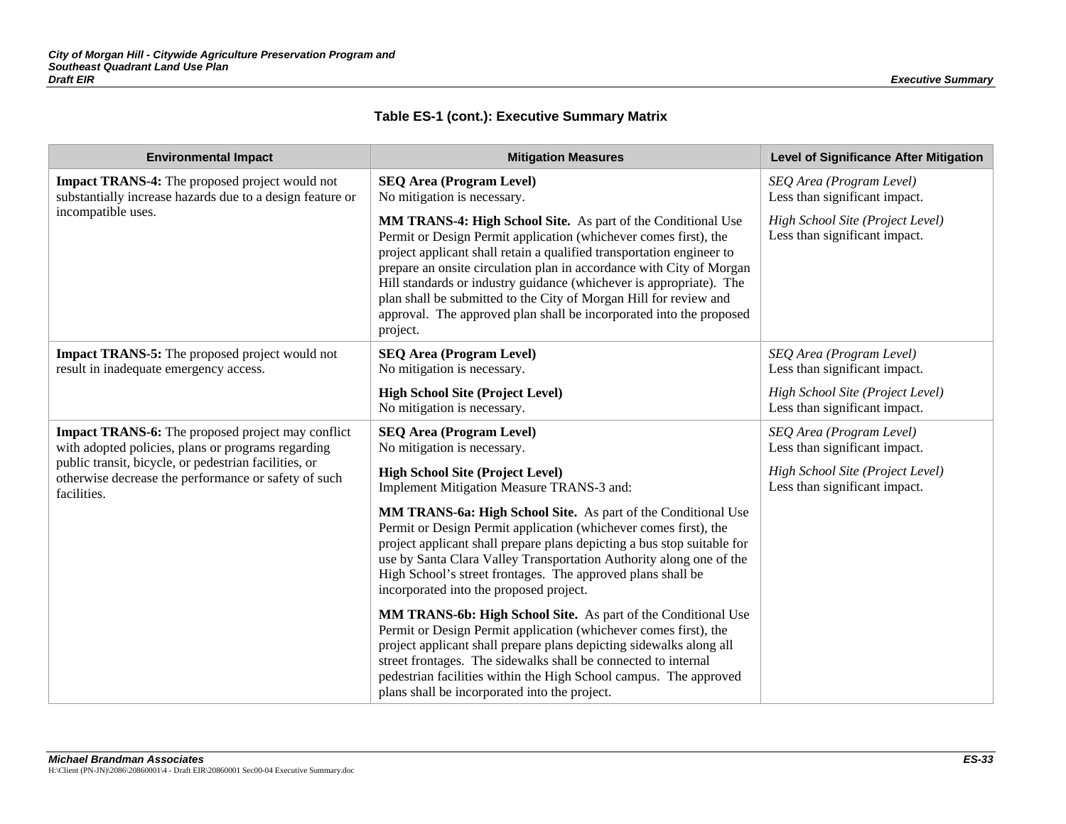**Table ES-1 (cont.): Executive Summary Matrix**

| Environmental Impact | Mitigation Measures | Level of Significance After Mitigation |
|---|---|---|
| **Impact TRANS-4:** The proposed project would not substantially increase hazards due to a design feature or incompatible uses. | **SEQ Area (Program Level)**<br>No mitigation is necessary.<br><br>**MM TRANS-4: High School Site.** As part of the Conditional Use Permit or Design Permit application (whichever comes first), the project applicant shall retain a qualified transportation engineer to prepare an onsite circulation plan in accordance with City of Morgan Hill standards or industry guidance (whichever is appropriate). The plan shall be submitted to the City of Morgan Hill for review and approval. The approved plan shall be incorporated into the proposed project. | *SEQ Area (Program Level)*<br>Less than significant impact.<br><br>*High School Site (Project Level)*<br>Less than significant impact. |
| **Impact TRANS-5:** The proposed project would not result in inadequate emergency access. | **SEQ Area (Program Level)**<br>No mitigation is necessary.<br><br>**High School Site (Project Level)**<br>No mitigation is necessary. | *SEQ Area (Program Level)*<br>Less than significant impact.<br><br>*High School Site (Project Level)*<br>Less than significant impact. |
| **Impact TRANS-6:** The proposed project may conflict with adopted policies, plans or programs regarding public transit, bicycle, or pedestrian facilities, or otherwise decrease the performance or safety of such facilities. | **SEQ Area (Program Level)**<br>No mitigation is necessary.<br><br>**High School Site (Project Level)**<br>Implement Mitigation Measure TRANS-3 and:<br><br>**MM TRANS-6a: High School Site.** As part of the Conditional Use Permit or Design Permit application (whichever comes first), the project applicant shall prepare plans depicting a bus stop suitable for use by Santa Clara Valley Transportation Authority along one of the High School's street frontages. The approved plans shall be incorporated into the proposed project.<br><br>**MM TRANS-6b: High School Site.** As part of the Conditional Use Permit or Design Permit application (whichever comes first), the project applicant shall prepare plans depicting sidewalks along all street frontages. The sidewalks shall be connected to internal pedestrian facilities within the High School campus. The approved plans shall be incorporated into the project. | *SEQ Area (Program Level)*<br>Less than significant impact.<br><br>*High School Site (Project Level)*<br>Less than significant impact. |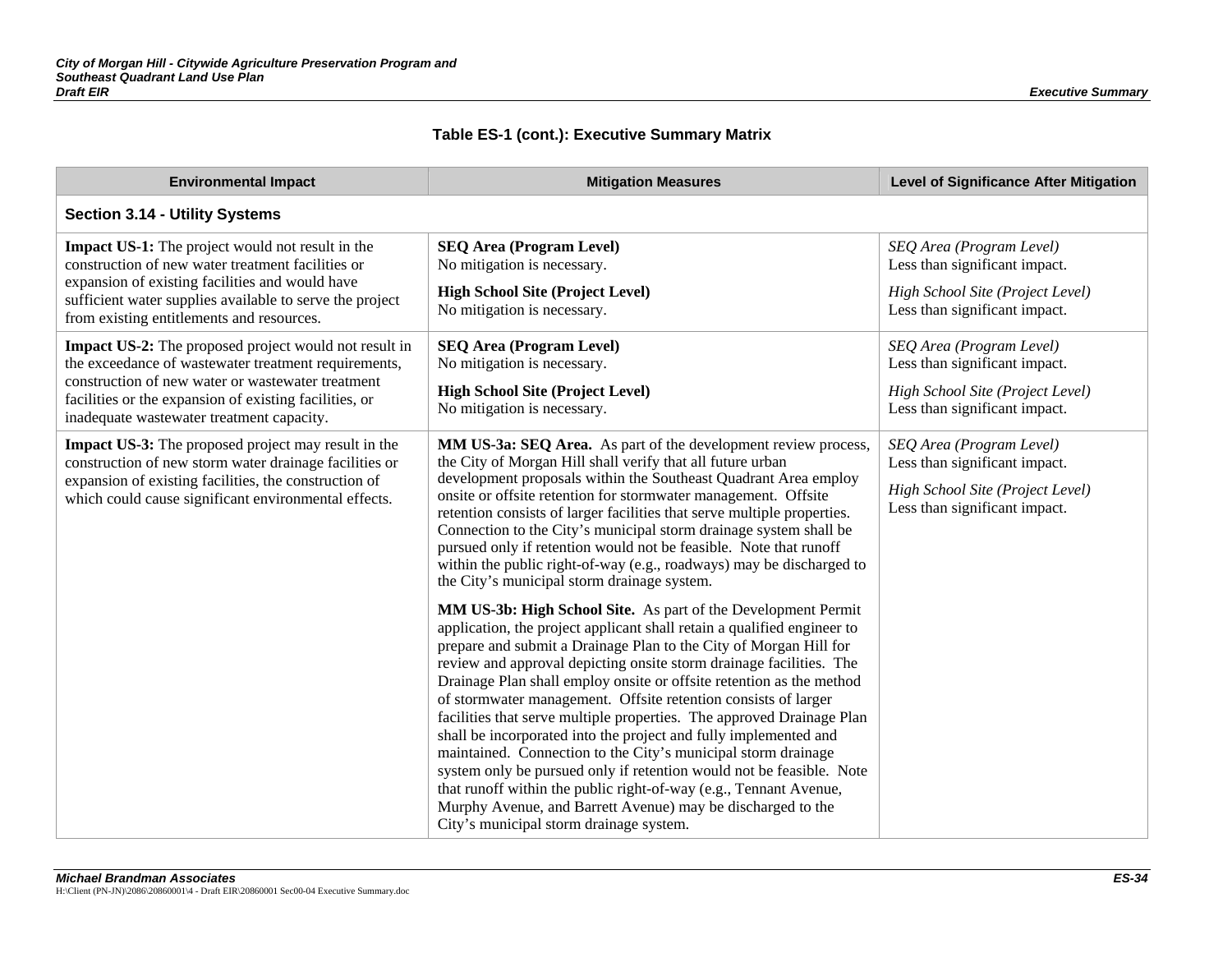**Table ES-1 (cont.): Executive Summary Matrix**

| Environmental Impact | Mitigation Measures | Level of Significance After Mitigation |
|---|---|---|
| **Section 3.14 - Utility Systems** | | |
| **Impact US-1:** The project would not result in the construction of new water treatment facilities or expansion of existing facilities and would have sufficient water supplies available to serve the project from existing entitlements and resources. | **SEQ Area (Program Level)** No mitigation is necessary. **High School Site (Project Level)** No mitigation is necessary. | *SEQ Area (Program Level)* Less than significant impact. *High School Site (Project Level)* Less than significant impact. |
| **Impact US-2:** The proposed project would not result in the exceedance of wastewater treatment requirements, construction of new water or wastewater treatment facilities or the expansion of existing facilities, or inadequate wastewater treatment capacity. | **SEQ Area (Program Level)** No mitigation is necessary. **High School Site (Project Level)** No mitigation is necessary. | *SEQ Area (Program Level)* Less than significant impact. *High School Site (Project Level)* Less than significant impact. |
| **Impact US-3:** The proposed project may result in the construction of new storm water drainage facilities or expansion of existing facilities, the construction of which could cause significant environmental effects. | **MM US-3a: SEQ Area.** As part of the development review process, the City of Morgan Hill shall verify that all future urban development proposals within the Southeast Quadrant Area employ onsite or offsite retention for stormwater management. Offsite retention consists of larger facilities that serve multiple properties. Connection to the City's municipal storm drainage system shall be pursued only if retention would not be feasible. Note that runoff within the public right-of-way (e.g., roadways) may be discharged to the City's municipal storm drainage system. **MM US-3b: High School Site.** As part of the Development Permit application, the project applicant shall retain a qualified engineer to prepare and submit a Drainage Plan to the City of Morgan Hill for review and approval depicting onsite storm drainage facilities. The Drainage Plan shall employ onsite or offsite retention as the method of stormwater management. Offsite retention consists of larger facilities that serve multiple properties. The approved Drainage Plan shall be incorporated into the project and fully implemented and maintained. Connection to the City's municipal storm drainage system only be pursued only if retention would not be feasible. Note that runoff within the public right-of-way (e.g., Tennant Avenue, Murphy Avenue, and Barrett Avenue) may be discharged to the City's municipal storm drainage system. | *SEQ Area (Program Level)* Less than significant impact. *High School Site (Project Level)* Less than significant impact. |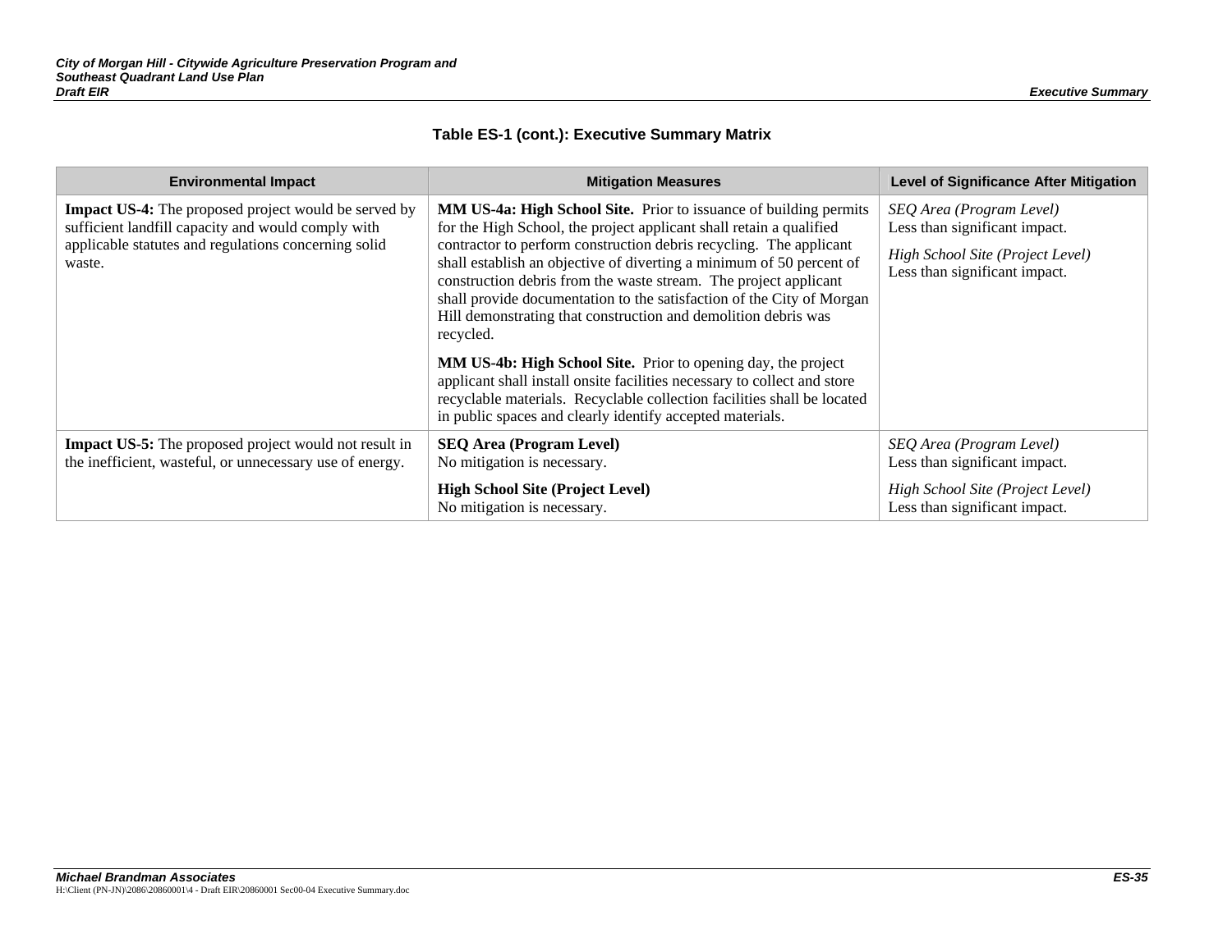**Table ES-1 (cont.): Executive Summary Matrix**

| Environmental Impact | Mitigation Measures | Level of Significance After Mitigation |
|---|---|---|
| **Impact US-4:** The proposed project would be served by sufficient landfill capacity and would comply with applicable statutes and regulations concerning solid waste. | **MM US-4a: High School Site.** Prior to issuance of building permits for the High School, the project applicant shall retain a qualified contractor to perform construction debris recycling. The applicant shall establish an objective of diverting a minimum of 50 percent of construction debris from the waste stream. The project applicant shall provide documentation to the satisfaction of the City of Morgan Hill demonstrating that construction and demolition debris was recycled.<br><br>**MM US-4b: High School Site.** Prior to opening day, the project applicant shall install onsite facilities necessary to collect and store recyclable materials. Recyclable collection facilities shall be located in public spaces and clearly identify accepted materials. | *SEQ Area (Program Level)*<br>Less than significant impact.<br><br>*High School Site (Project Level)*<br>Less than significant impact. |
| **Impact US-5:** The proposed project would not result in the inefficient, wasteful, or unnecessary use of energy. | **SEQ Area (Program Level)**<br>No mitigation is necessary.<br><br>**High School Site (Project Level)**<br>No mitigation is necessary. | *SEQ Area (Program Level)*<br>Less than significant impact.<br><br>*High School Site (Project Level)*<br>Less than significant impact. |